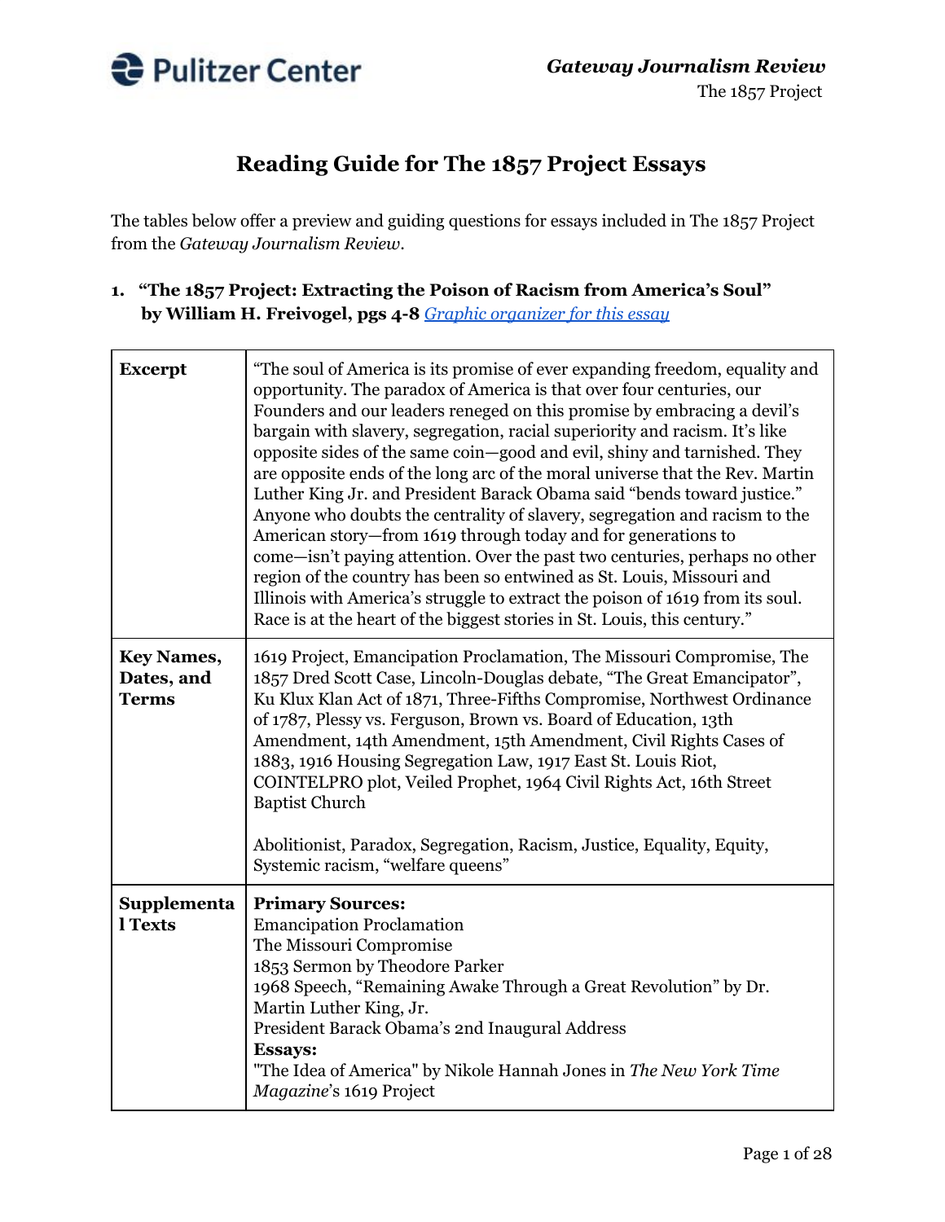# Reading Guide for The 1857 Project Essays

The tables below offer a preview and guiding questions for essays included in The 1857 Project from the *Gateway Journalism Review*.

## 1. "The 1857 Project: Extracting the Poison of Racism from America's Soul" by William H. Freivogel, pgs 4-8 [Graphic organizer for this essay]

| | |
|---|---|
| **Excerpt** | "The soul of America is its promise of ever expanding freedom, equality and opportunity. The paradox of America is that over four centuries, our Founders and our leaders reneged on this promise by embracing a devil's bargain with slavery, segregation, racial superiority and racism. It's like opposite sides of the same coin—good and evil, shiny and tarnished. They are opposite ends of the long arc of the moral universe that the Rev. Martin Luther King Jr. and President Barack Obama said "bends toward justice." Anyone who doubts the centrality of slavery, segregation and racism to the American story—from 1619 through today and for generations to come—isn't paying attention. Over the past two centuries, perhaps no other region of the country has been so entwined as St. Louis, Missouri and Illinois with America's struggle to extract the poison of 1619 from its soul. Race is at the heart of the biggest stories in St. Louis, this century." |
| **Key Names, Dates, and Terms** | 1619 Project, Emancipation Proclamation, The Missouri Compromise, The 1857 Dred Scott Case, Lincoln-Douglas debate, "The Great Emancipator", Ku Klux Klan Act of 1871, Three-Fifths Compromise, Northwest Ordinance of 1787, Plessy vs. Ferguson, Brown vs. Board of Education, 13th Amendment, 14th Amendment, 15th Amendment, Civil Rights Cases of 1883, 1916 Housing Segregation Law, 1917 East St. Louis Riot, COINTELPRO plot, Veiled Prophet, 1964 Civil Rights Act, 16th Street Baptist Church<br><br>Abolitionist, Paradox, Segregation, Racism, Justice, Equality, Equity, Systemic racism, "welfare queens" |
| **Supplemental Texts** | **Primary Sources:**<br>Emancipation Proclamation<br>The Missouri Compromise<br>1853 Sermon by Theodore Parker<br>1968 Speech, "Remaining Awake Through a Great Revolution" by Dr. Martin Luther King, Jr.<br>President Barack Obama's 2nd Inaugural Address<br>**Essays:**<br>"The Idea of America" by Nikole Hannah Jones in *The New York Time Magazine*'s 1619 Project |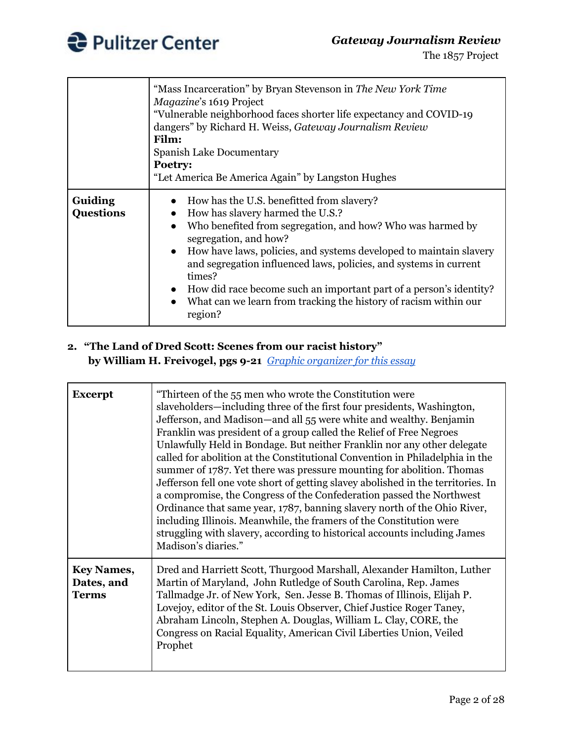| | |
|---|---|
| | "Mass Incarceration" by Bryan Stevenson in *The New York Time Magazine*'s 1619 Project<br>"Vulnerable neighborhood faces shorter life expectancy and COVID-19 dangers" by Richard H. Weiss, *Gateway Journalism Review*<br>**Film:**<br>Spanish Lake Documentary<br>**Poetry:**<br>"Let America Be America Again" by Langston Hughes |
| **Guiding Questions** | • How has the U.S. benefitted from slavery?<br>• How has slavery harmed the U.S.?<br>• Who benefited from segregation, and how? Who was harmed by segregation, and how?<br>• How have laws, policies, and systems developed to maintain slavery and segregation influenced laws, policies, and systems in current times?<br>• How did race become such an important part of a person's identity?<br>• What can we learn from tracking the history of racism within our region? |

**2. "The Land of Dred Scott: Scenes from our racist history"**
**by William H. Freivogel, pgs 9-21** *Graphic organizer for this essay*

| | |
|---|---|
| **Excerpt** | "Thirteen of the 55 men who wrote the Constitution were slaveholders—including three of the first four presidents, Washington, Jefferson, and Madison—and all 55 were white and wealthy. Benjamin Franklin was president of a group called the Relief of Free Negroes Unlawfully Held in Bondage. But neither Franklin nor any other delegate called for abolition at the Constitutional Convention in Philadelphia in the summer of 1787. Yet there was pressure mounting for abolition. Thomas Jefferson fell one vote short of getting slavey abolished in the territories. In a compromise, the Congress of the Confederation passed the Northwest Ordinance that same year, 1787, banning slavery north of the Ohio River, including Illinois. Meanwhile, the framers of the Constitution were struggling with slavery, according to historical accounts including James Madison's diaries." |
| **Key Names, Dates, and Terms** | Dred and Harriett Scott, Thurgood Marshall, Alexander Hamilton, Luther Martin of Maryland, John Rutledge of South Carolina, Rep. James Tallmadge Jr. of New York, Sen. Jesse B. Thomas of Illinois, Elijah P. Lovejoy, editor of the St. Louis Observer, Chief Justice Roger Taney, Abraham Lincoln, Stephen A. Douglas, William L. Clay, CORE, the Congress on Racial Equality, American Civil Liberties Union, Veiled Prophet |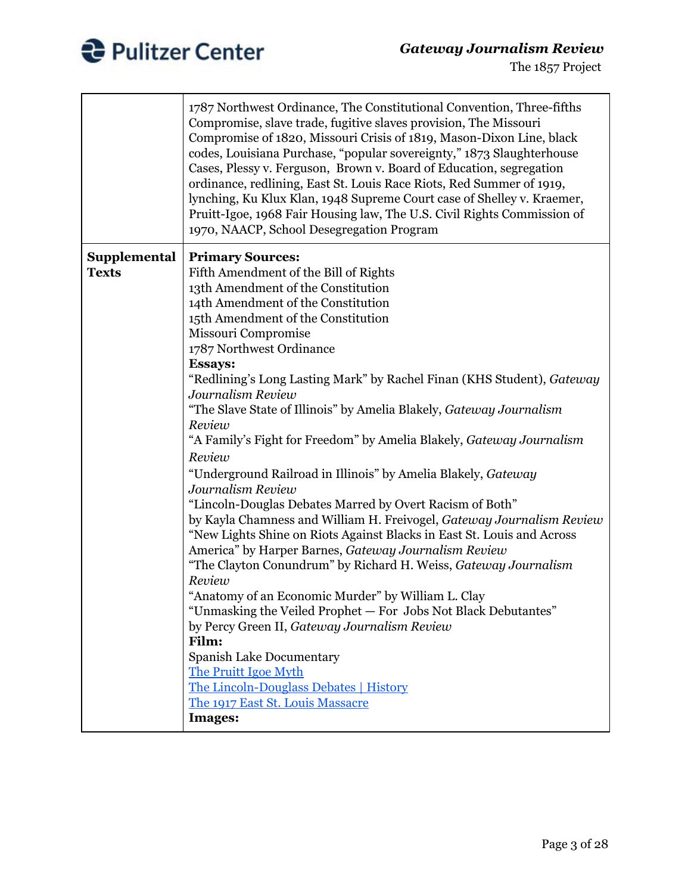| | |
|---|---|
| | 1787 Northwest Ordinance, The Constitutional Convention, Three-fifths Compromise, slave trade, fugitive slaves provision, The Missouri Compromise of 1820, Missouri Crisis of 1819, Mason-Dixon Line, black codes, Louisiana Purchase, "popular sovereignty," 1873 Slaughterhouse Cases, Plessy v. Ferguson, Brown v. Board of Education, segregation ordinance, redlining, East St. Louis Race Riots, Red Summer of 1919, lynching, Ku Klux Klan, 1948 Supreme Court case of Shelley v. Kraemer, Pruitt-Igoe, 1968 Fair Housing law, The U.S. Civil Rights Commission of 1970, NAACP, School Desegregation Program |
| **Supplemental Texts** | **Primary Sources:**<br>Fifth Amendment of the Bill of Rights<br>13th Amendment of the Constitution<br>14th Amendment of the Constitution<br>15th Amendment of the Constitution<br>Missouri Compromise<br>1787 Northwest Ordinance<br>**Essays:**<br>"Redlining's Long Lasting Mark" by Rachel Finan (KHS Student), *Gateway Journalism Review*<br>"The Slave State of Illinois" by Amelia Blakely, *Gateway Journalism Review*<br>"A Family's Fight for Freedom" by Amelia Blakely, *Gateway Journalism Review*<br>"Underground Railroad in Illinois" by Amelia Blakely, *Gateway Journalism Review*<br>"Lincoln-Douglas Debates Marred by Overt Racism of Both" by Kayla Chamness and William H. Freivogel, *Gateway Journalism Review*<br>"New Lights Shine on Riots Against Blacks in East St. Louis and Across America" by Harper Barnes, *Gateway Journalism Review*<br>"The Clayton Conundrum" by Richard H. Weiss, *Gateway Journalism Review*<br>"Anatomy of an Economic Murder" by William L. Clay<br>"Unmasking the Veiled Prophet — For Jobs Not Black Debutantes" by Percy Green II, *Gateway Journalism Review*<br>**Film:**<br>Spanish Lake Documentary<br>The Pruitt Igoe Myth<br>The Lincoln-Douglass Debates \| History<br>The 1917 East St. Louis Massacre<br>**Images:** |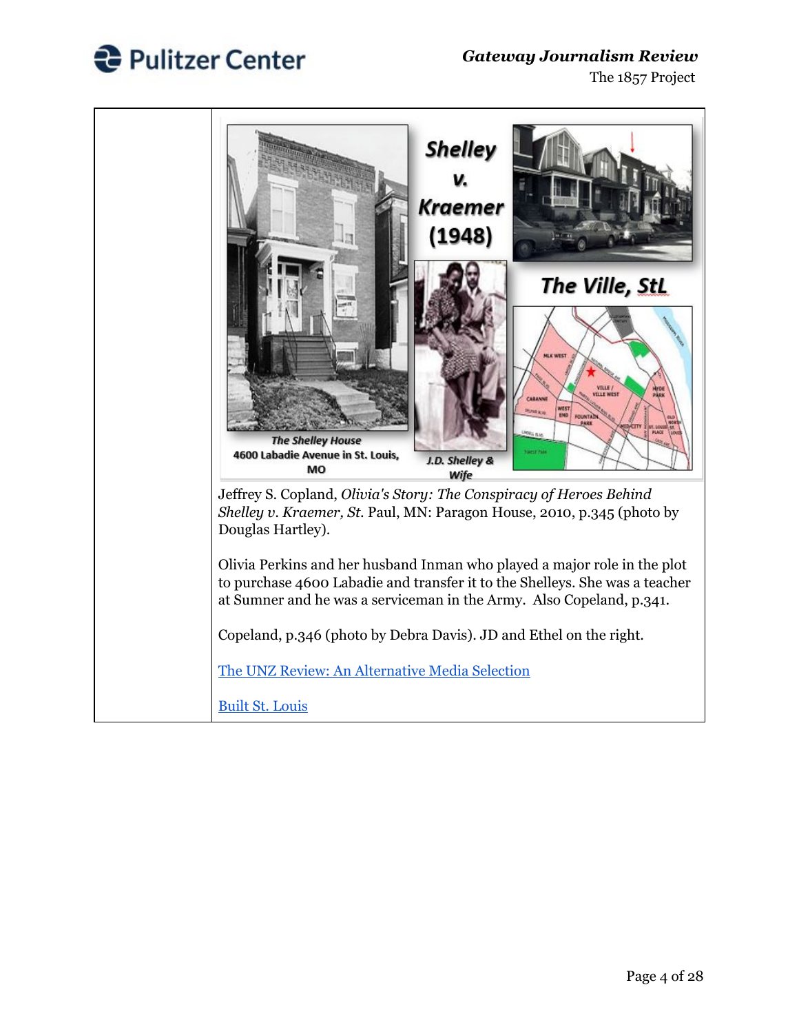| | |
|---|---|
| | Shelley v. Kraemer (1948)<br><br>The Shelley House<br>4600 Labadie Avenue in St. Louis, MO<br><br>J.D. Shelley & Wife<br><br>The Ville, StL<br><br>Jeffrey S. Copland, *Olivia's Story: The Conspiracy of Heroes Behind Shelley v. Kraemer, St.* Paul, MN: Paragon House, 2010, p.345 (photo by Douglas Hartley).<br><br>Olivia Perkins and her husband Inman who played a major role in the plot to purchase 4600 Labadie and transfer it to the Shelleys. She was a teacher at Sumner and he was a serviceman in the Army. Also Copeland, p.341.<br><br>Copeland, p.346 (photo by Debra Davis). JD and Ethel on the right.<br><br>[The UNZ Review: An Alternative Media Selection]()<br><br>[Built St. Louis]() |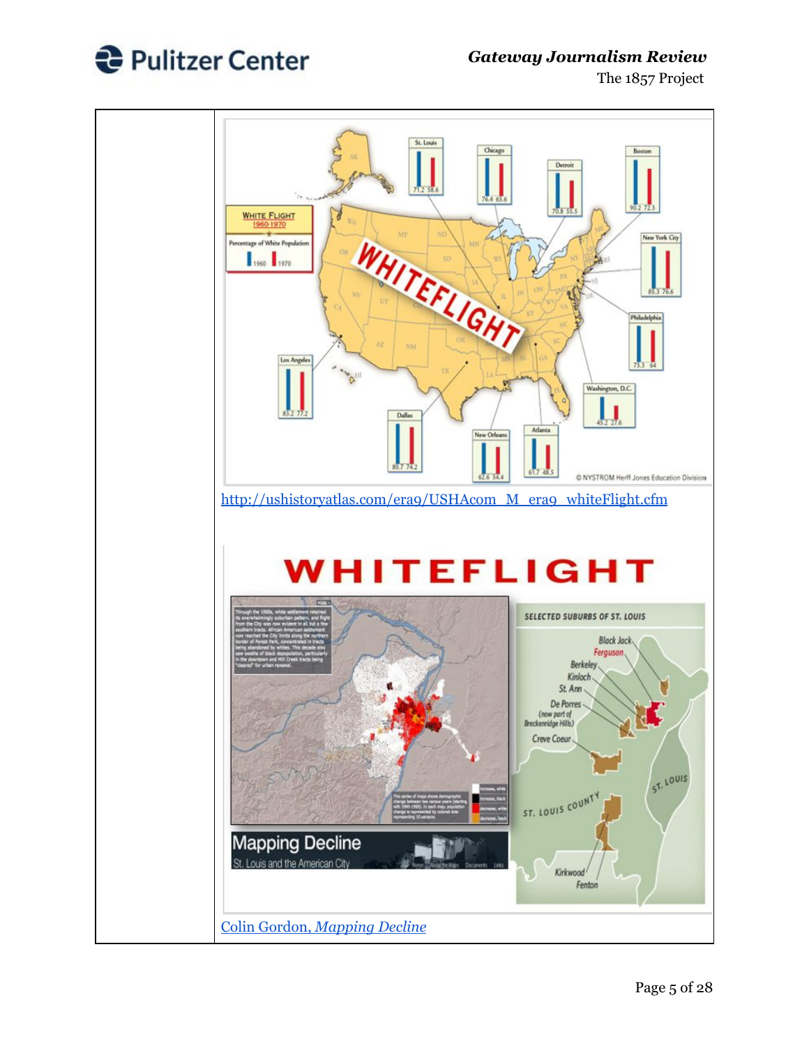http://ushistoryatlas.com/era9/USHAcom_M_era9_whiteFlight.cfm

Colin Gordon, *Mapping Decline*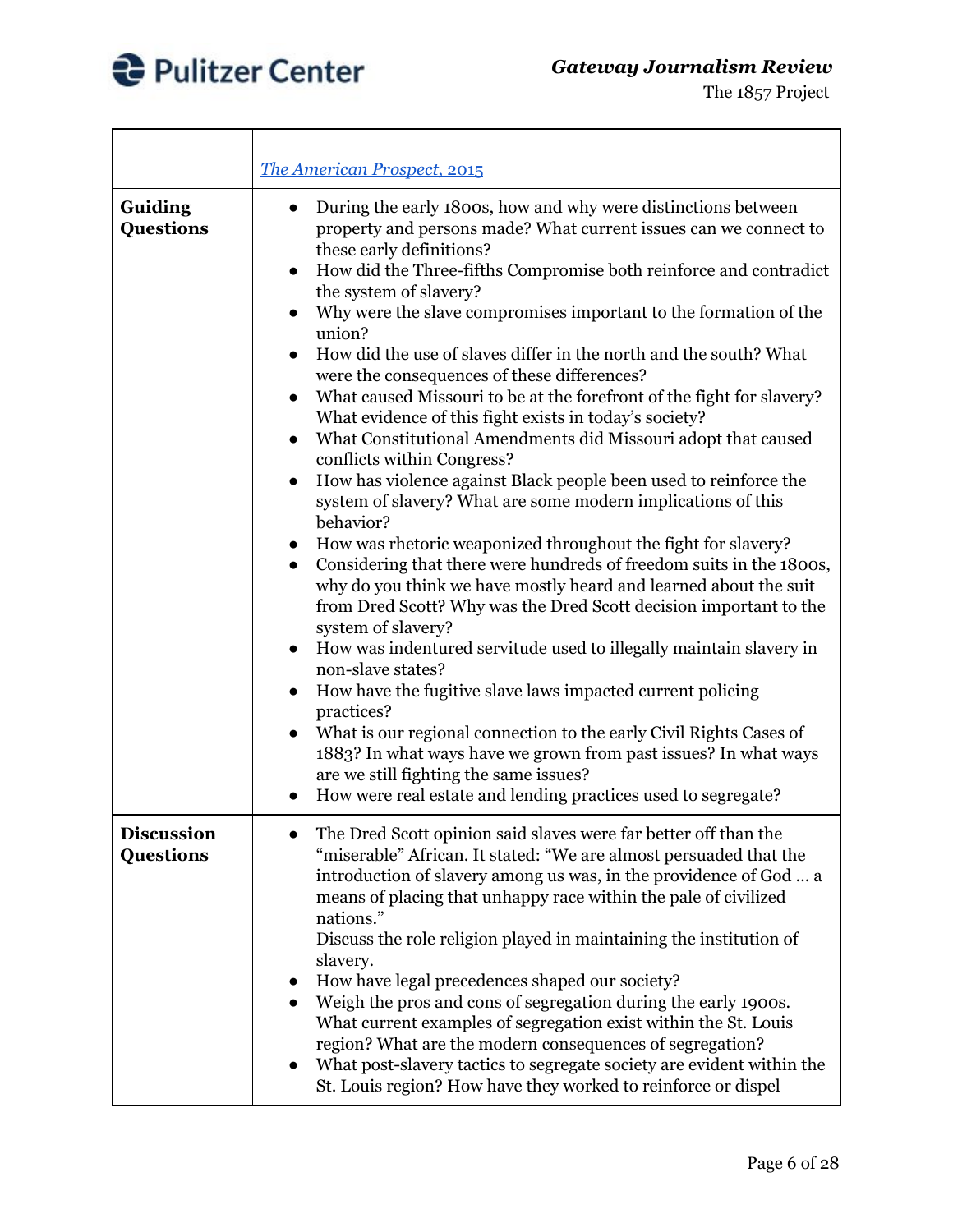|  | *The American Prospect*, 2015 |
|---|---|
| **Guiding Questions** | • During the early 1800s, how and why were distinctions between property and persons made? What current issues can we connect to these early definitions?<br>• How did the Three-fifths Compromise both reinforce and contradict the system of slavery?<br>• Why were the slave compromises important to the formation of the union?<br>• How did the use of slaves differ in the north and the south? What were the consequences of these differences?<br>• What caused Missouri to be at the forefront of the fight for slavery? What evidence of this fight exists in today's society?<br>• What Constitutional Amendments did Missouri adopt that caused conflicts within Congress?<br>• How has violence against Black people been used to reinforce the system of slavery? What are some modern implications of this behavior?<br>• How was rhetoric weaponized throughout the fight for slavery?<br>• Considering that there were hundreds of freedom suits in the 1800s, why do you think we have mostly heard and learned about the suit from Dred Scott? Why was the Dred Scott decision important to the system of slavery?<br>• How was indentured servitude used to illegally maintain slavery in non-slave states?<br>• How have the fugitive slave laws impacted current policing practices?<br>• What is our regional connection to the early Civil Rights Cases of 1883? In what ways have we grown from past issues? In what ways are we still fighting the same issues?<br>• How were real estate and lending practices used to segregate? |
| **Discussion Questions** | • The Dred Scott opinion said slaves were far better off than the "miserable" African. It stated: "We are almost persuaded that the introduction of slavery among us was, in the providence of God … a means of placing that unhappy race within the pale of civilized nations."<br>Discuss the role religion played in maintaining the institution of slavery.<br>• How have legal precedences shaped our society?<br>• Weigh the pros and cons of segregation during the early 1900s. What current examples of segregation exist within the St. Louis region? What are the modern consequences of segregation?<br>• What post-slavery tactics to segregate society are evident within the St. Louis region? How have they worked to reinforce or dispel |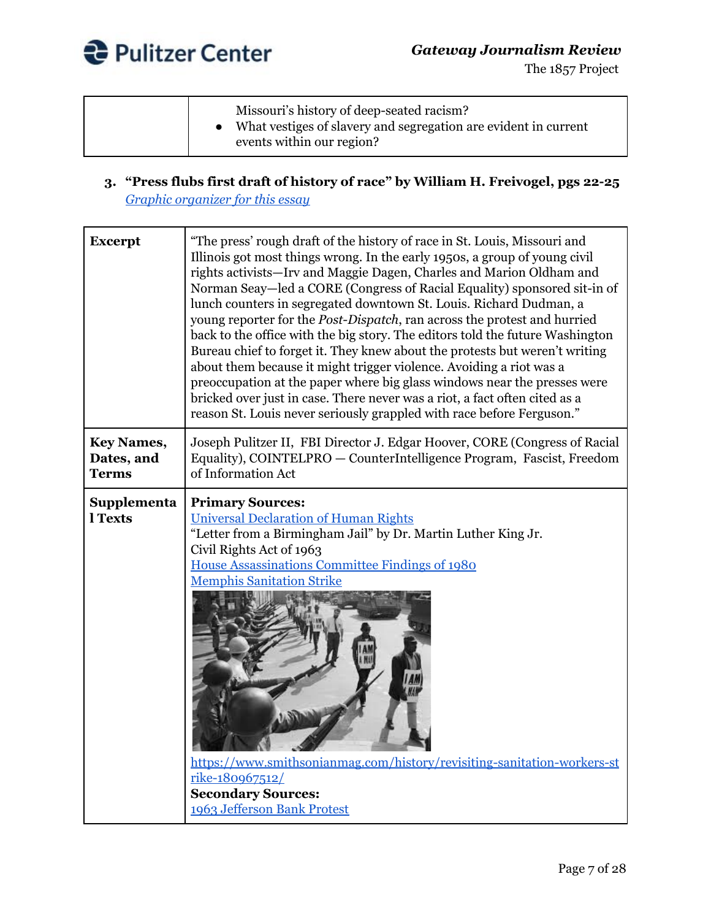| | Missouri's history of deep-seated racism?<br>• What vestiges of slavery and segregation are evident in current events within our region? |
|---|---|

3. **"Press flubs first draft of history of race" by William H. Freivogel, pgs 22-25**
   *Graphic organizer for this essay*

| **Excerpt** | "The press' rough draft of the history of race in St. Louis, Missouri and Illinois got most things wrong. In the early 1950s, a group of young civil rights activists—Irv and Maggie Dagen, Charles and Marion Oldham and Norman Seay—led a CORE (Congress of Racial Equality) sponsored sit-in of lunch counters in segregated downtown St. Louis. Richard Dudman, a young reporter for the *Post-Dispatch*, ran across the protest and hurried back to the office with the big story. The editors told the future Washington Bureau chief to forget it. They knew about the protests but weren't writing about them because it might trigger violence. Avoiding a riot was a preoccupation at the paper where big glass windows near the presses were bricked over just in case. There never was a riot, a fact often cited as a reason St. Louis never seriously grappled with race before Ferguson." |
|---|---|
| **Key Names, Dates, and Terms** | Joseph Pulitzer II, FBI Director J. Edgar Hoover, CORE (Congress of Racial Equality), COINTELPRO — CounterIntelligence Program, Fascist, Freedom of Information Act |
| **Supplemental Texts** | **Primary Sources:**<br>Universal Declaration of Human Rights<br>"Letter from a Birmingham Jail" by Dr. Martin Luther King Jr.<br>Civil Rights Act of 1963<br>House Assassinations Committee Findings of 1980<br>Memphis Sanitation Strike<br>https://www.smithsonianmag.com/history/revisiting-sanitation-workers-strike-180967512/<br>**Secondary Sources:**<br>1963 Jefferson Bank Protest |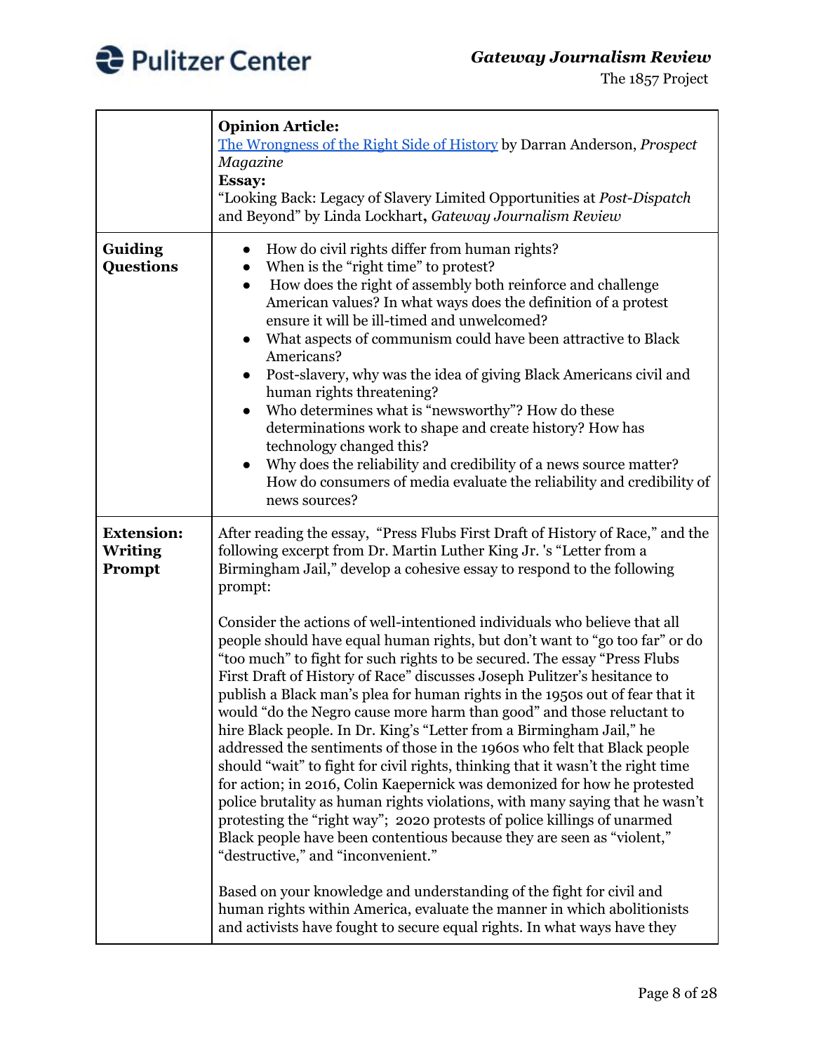| | |
|---|---|
| | **Opinion Article:** [The Wrongness of the Right Side of History](#) by Darran Anderson, *Prospect Magazine* **Essay:** "Looking Back: Legacy of Slavery Limited Opportunities at *Post-Dispatch* and Beyond" by Linda Lockhart**,** *Gateway Journalism Review* |
| **Guiding Questions** | • How do civil rights differ from human rights? • When is the "right time" to protest? • How does the right of assembly both reinforce and challenge American values? In what ways does the definition of a protest ensure it will be ill-timed and unwelcomed? • What aspects of communism could have been attractive to Black Americans? • Post-slavery, why was the idea of giving Black Americans civil and human rights threatening? • Who determines what is "newsworthy"? How do these determinations work to shape and create history? How has technology changed this? • Why does the reliability and credibility of a news source matter? How do consumers of media evaluate the reliability and credibility of news sources? |
| **Extension: Writing Prompt** | After reading the essay, "Press Flubs First Draft of History of Race," and the following excerpt from Dr. Martin Luther King Jr. 's "Letter from a Birmingham Jail," develop a cohesive essay to respond to the following prompt: <br><br> Consider the actions of well-intentioned individuals who believe that all people should have equal human rights, but don't want to "go too far" or do "too much" to fight for such rights to be secured. The essay "Press Flubs First Draft of History of Race" discusses Joseph Pulitzer's hesitance to publish a Black man's plea for human rights in the 1950s out of fear that it would "do the Negro cause more harm than good" and those reluctant to hire Black people. In Dr. King's "Letter from a Birmingham Jail," he addressed the sentiments of those in the 1960s who felt that Black people should "wait" to fight for civil rights, thinking that it wasn't the right time for action; in 2016, Colin Kaepernick was demonized for how he protested police brutality as human rights violations, with many saying that he wasn't protesting the "right way"; 2020 protests of police killings of unarmed Black people have been contentious because they are seen as "violent," "destructive," and "inconvenient." <br><br> Based on your knowledge and understanding of the fight for civil and human rights within America, evaluate the manner in which abolitionists and activists have fought to secure equal rights. In what ways have they |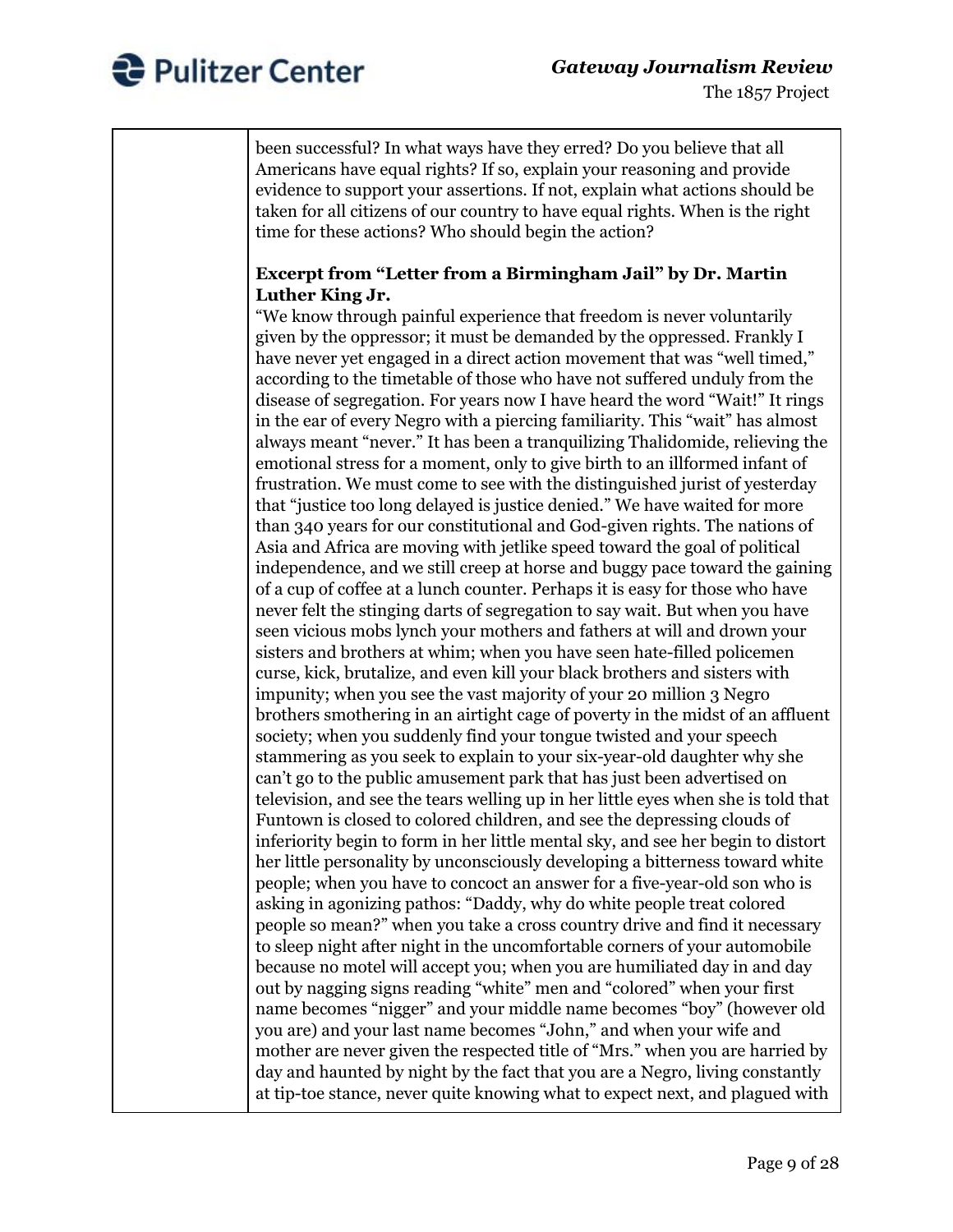| | been successful? In what ways have they erred? Do you believe that all Americans have equal rights? If so, explain your reasoning and provide evidence to support your assertions. If not, explain what actions should be taken for all citizens of our country to have equal rights. When is the right time for these actions? Who should begin the action?<br><br>**Excerpt from "Letter from a Birmingham Jail" by Dr. Martin Luther King Jr.**<br>"We know through painful experience that freedom is never voluntarily given by the oppressor; it must be demanded by the oppressed. Frankly I have never yet engaged in a direct action movement that was "well timed," according to the timetable of those who have not suffered unduly from the disease of segregation. For years now I have heard the word "Wait!" It rings in the ear of every Negro with a piercing familiarity. This "wait" has almost always meant "never." It has been a tranquilizing Thalidomide, relieving the emotional stress for a moment, only to give birth to an illformed infant of frustration. We must come to see with the distinguished jurist of yesterday that "justice too long delayed is justice denied." We have waited for more than 340 years for our constitutional and God-given rights. The nations of Asia and Africa are moving with jetlike speed toward the goal of political independence, and we still creep at horse and buggy pace toward the gaining of a cup of coffee at a lunch counter. Perhaps it is easy for those who have never felt the stinging darts of segregation to say wait. But when you have seen vicious mobs lynch your mothers and fathers at will and drown your sisters and brothers at whim; when you have seen hate-filled policemen curse, kick, brutalize, and even kill your black brothers and sisters with impunity; when you see the vast majority of your 20 million 3 Negro brothers smothering in an airtight cage of poverty in the midst of an affluent society; when you suddenly find your tongue twisted and your speech stammering as you seek to explain to your six-year-old daughter why she can't go to the public amusement park that has just been advertised on television, and see the tears welling up in her little eyes when she is told that Funtown is closed to colored children, and see the depressing clouds of inferiority begin to form in her little mental sky, and see her begin to distort her little personality by unconsciously developing a bitterness toward white people; when you have to concoct an answer for a five-year-old son who is asking in agonizing pathos: "Daddy, why do white people treat colored people so mean?" when you take a cross country drive and find it necessary to sleep night after night in the uncomfortable corners of your automobile because no motel will accept you; when you are humiliated day in and day out by nagging signs reading "white" men and "colored" when your first name becomes "nigger" and your middle name becomes "boy" (however old you are) and your last name becomes "John," and when your wife and mother are never given the respected title of "Mrs." when you are harried by day and haunted by night by the fact that you are a Negro, living constantly at tip-toe stance, never quite knowing what to expect next, and plagued with |
|---|---|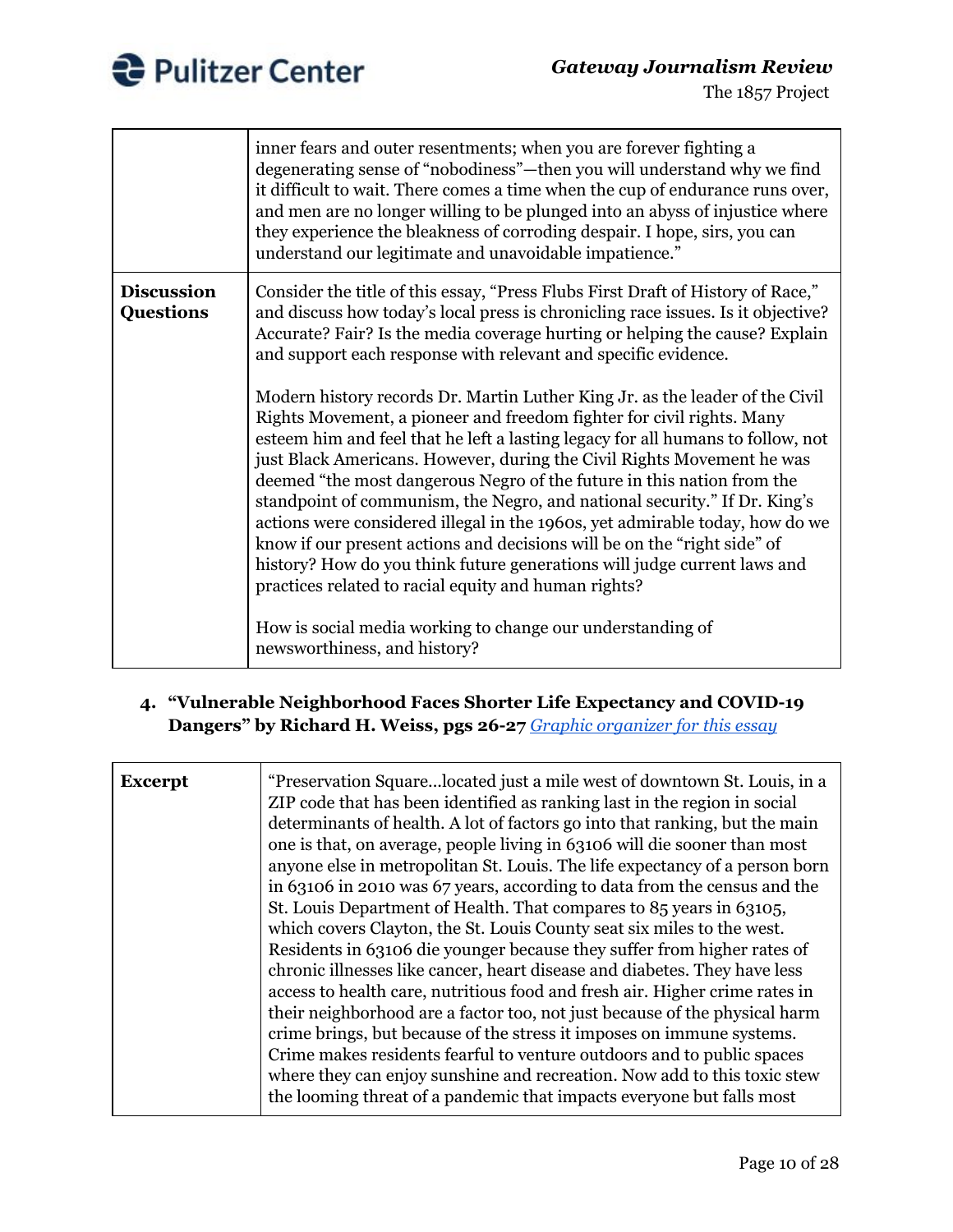| | |
|---|---|
| | inner fears and outer resentments; when you are forever fighting a degenerating sense of "nobodiness"—then you will understand why we find it difficult to wait. There comes a time when the cup of endurance runs over, and men are no longer willing to be plunged into an abyss of injustice where they experience the bleakness of corroding despair. I hope, sirs, you can understand our legitimate and unavoidable impatience." |
| **Discussion Questions** | Consider the title of this essay, "Press Flubs First Draft of History of Race," and discuss how today's local press is chronicling race issues. Is it objective? Accurate? Fair? Is the media coverage hurting or helping the cause? Explain and support each response with relevant and specific evidence.<br><br>Modern history records Dr. Martin Luther King Jr. as the leader of the Civil Rights Movement, a pioneer and freedom fighter for civil rights. Many esteem him and feel that he left a lasting legacy for all humans to follow, not just Black Americans. However, during the Civil Rights Movement he was deemed "the most dangerous Negro of the future in this nation from the standpoint of communism, the Negro, and national security." If Dr. King's actions were considered illegal in the 1960s, yet admirable today, how do we know if our present actions and decisions will be on the "right side" of history? How do you think future generations will judge current laws and practices related to racial equity and human rights?<br><br>How is social media working to change our understanding of newsworthiness, and history? |

4. **"Vulnerable Neighborhood Faces Shorter Life Expectancy and COVID-19 Dangers" by Richard H. Weiss, pgs 26-27** *Graphic organizer for this essay*

| | |
|---|---|
| **Excerpt** | "Preservation Square...located just a mile west of downtown St. Louis, in a ZIP code that has been identified as ranking last in the region in social determinants of health. A lot of factors go into that ranking, but the main one is that, on average, people living in 63106 will die sooner than most anyone else in metropolitan St. Louis. The life expectancy of a person born in 63106 in 2010 was 67 years, according to data from the census and the St. Louis Department of Health. That compares to 85 years in 63105, which covers Clayton, the St. Louis County seat six miles to the west. Residents in 63106 die younger because they suffer from higher rates of chronic illnesses like cancer, heart disease and diabetes. They have less access to health care, nutritious food and fresh air. Higher crime rates in their neighborhood are a factor too, not just because of the physical harm crime brings, but because of the stress it imposes on immune systems. Crime makes residents fearful to venture outdoors and to public spaces where they can enjoy sunshine and recreation. Now add to this toxic stew the looming threat of a pandemic that impacts everyone but falls most |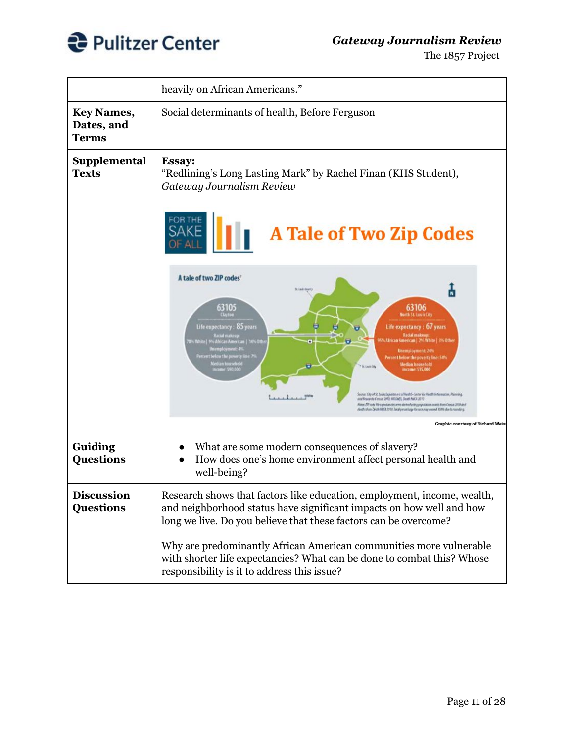| | |
|---|---|
| | heavily on African Americans." |
| **Key Names, Dates, and Terms** | Social determinants of health, Before Ferguson |
| **Supplemental Texts** | **Essay:** "Redlining's Long Lasting Mark" by Rachel Finan (KHS Student), *Gateway Journalism Review* <br><br> FOR THE SAKE OF ALL — **A Tale of Two Zip Codes** <br><br> A tale of two ZIP codes <br> 63105 Clayton — Life expectancy: 85 years; Racial makeup: 78% White \| 9% African American \| 14% Other; Unemployment: 4%; Percent below the poverty line: 7%; Median household income: $90,000 <br> 63106 North St. Louis City — Life expectancy: 67 years; Racial makeup: 95% African American \| 2% White \| 3% Other; Unemployment: 24%; Percent below the poverty line: 54%; Median household income: $15,000 <br><br> Graphic courtesy of Richard Weiss |
| **Guiding Questions** | • What are some modern consequences of slavery? <br> • How does one's home environment affect personal health and well-being? |
| **Discussion Questions** | Research shows that factors like education, employment, income, wealth, and neighborhood status have significant impacts on how well and how long we live. Do you believe that these factors can be overcome? <br><br> Why are predominantly African American communities more vulnerable with shorter life expectancies? What can be done to combat this? Whose responsibility is it to address this issue? |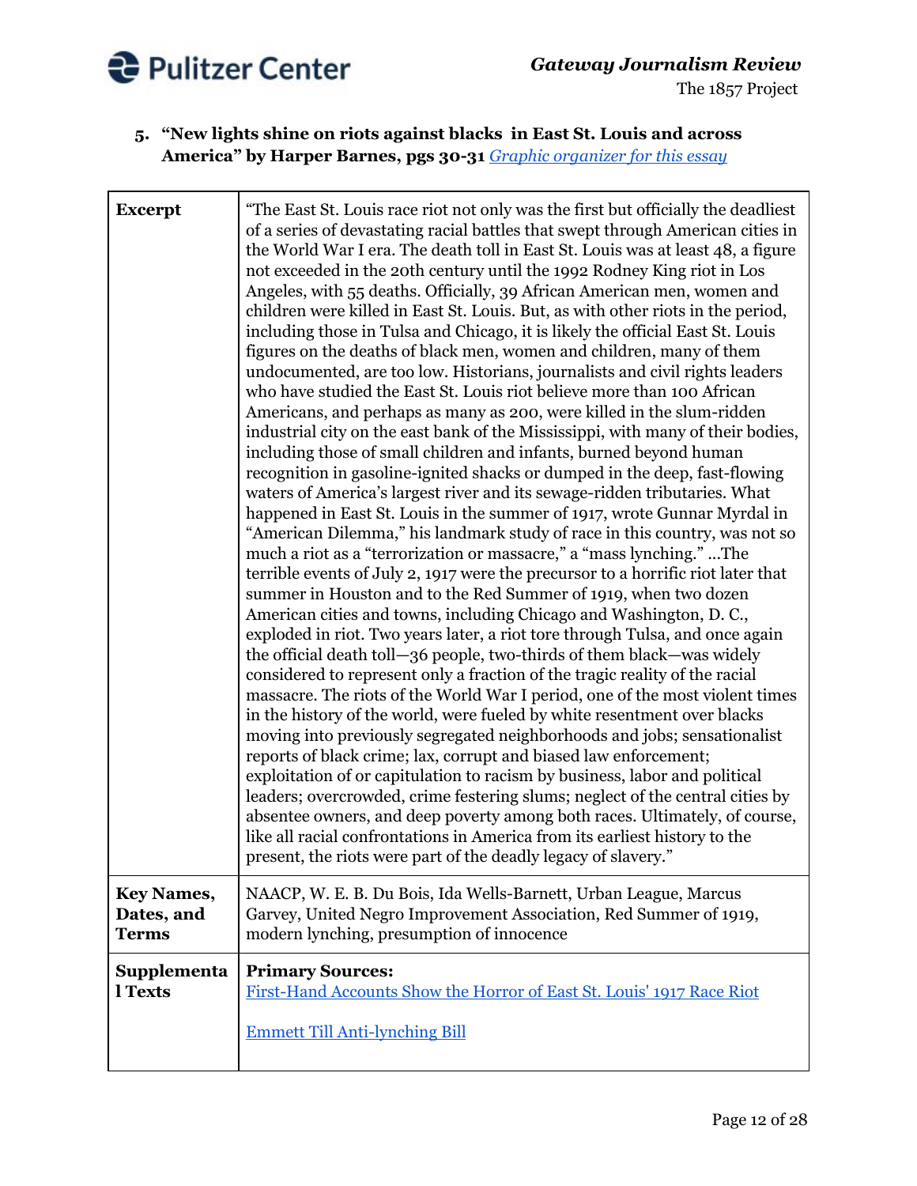5. **"New lights shine on riots against blacks in East St. Louis and across America" by Harper Barnes, pgs 30-31** *Graphic organizer for this essay*

| **Excerpt** | "The East St. Louis race riot not only was the first but officially the deadliest of a series of devastating racial battles that swept through American cities in the World War I era. The death toll in East St. Louis was at least 48, a figure not exceeded in the 20th century until the 1992 Rodney King riot in Los Angeles, with 55 deaths. Officially, 39 African American men, women and children were killed in East St. Louis. But, as with other riots in the period, including those in Tulsa and Chicago, it is likely the official East St. Louis figures on the deaths of black men, women and children, many of them undocumented, are too low. Historians, journalists and civil rights leaders who have studied the East St. Louis riot believe more than 100 African Americans, and perhaps as many as 200, were killed in the slum-ridden industrial city on the east bank of the Mississippi, with many of their bodies, including those of small children and infants, burned beyond human recognition in gasoline-ignited shacks or dumped in the deep, fast-flowing waters of America's largest river and its sewage-ridden tributaries. What happened in East St. Louis in the summer of 1917, wrote Gunnar Myrdal in "American Dilemma," his landmark study of race in this country, was not so much a riot as a "terrorization or massacre," a "mass lynching." ...The terrible events of July 2, 1917 were the precursor to a horrific riot later that summer in Houston and to the Red Summer of 1919, when two dozen American cities and towns, including Chicago and Washington, D. C., exploded in riot. Two years later, a riot tore through Tulsa, and once again the official death toll—36 people, two-thirds of them black—was widely considered to represent only a fraction of the tragic reality of the racial massacre. The riots of the World War I period, one of the most violent times in the history of the world, were fueled by white resentment over blacks moving into previously segregated neighborhoods and jobs; sensationalist reports of black crime; lax, corrupt and biased law enforcement; exploitation of or capitulation to racism by business, labor and political leaders; overcrowded, crime festering slums; neglect of the central cities by absentee owners, and deep poverty among both races. Ultimately, of course, like all racial confrontations in America from its earliest history to the present, the riots were part of the deadly legacy of slavery." |
|---|---|
| **Key Names, Dates, and Terms** | NAACP, W. E. B. Du Bois, Ida Wells-Barnett, Urban League, Marcus Garvey, United Negro Improvement Association, Red Summer of 1919, modern lynching, presumption of innocence |
| **Supplemental Texts** | **Primary Sources:**<br>First-Hand Accounts Show the Horror of East St. Louis' 1917 Race Riot<br><br>Emmett Till Anti-lynching Bill |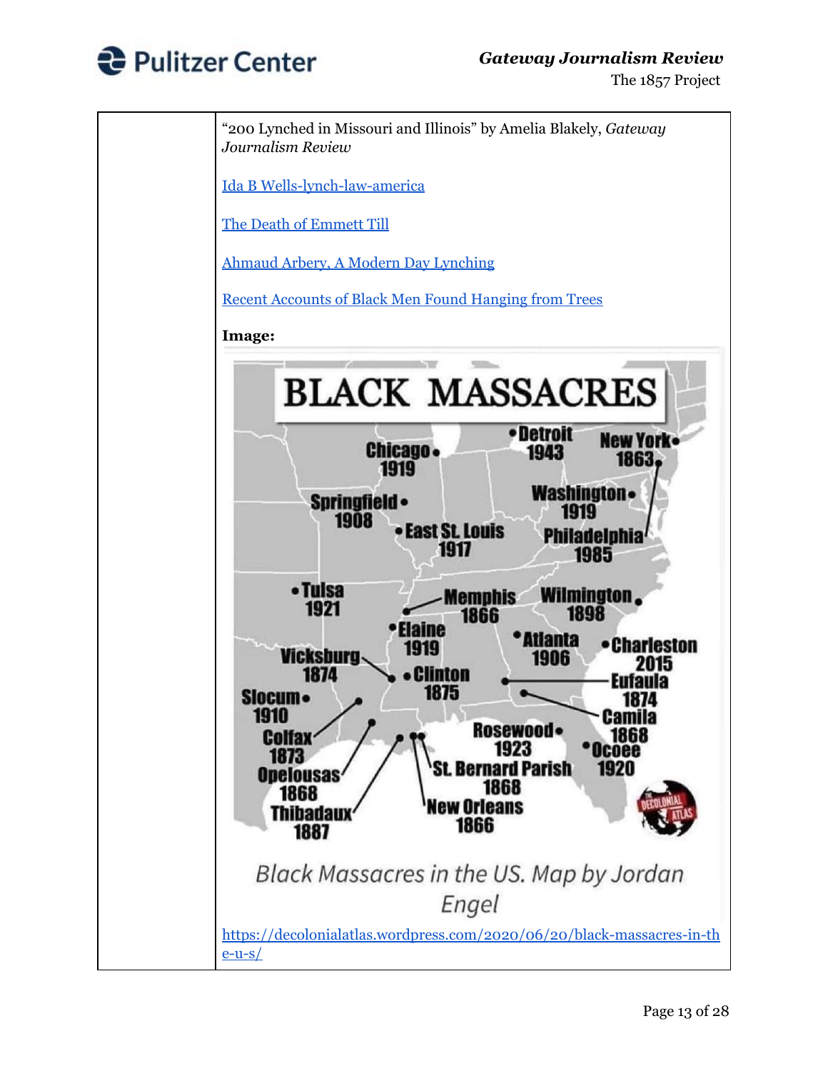| | |
|---|---|
| | "200 Lynched in Missouri and Illinois" by Amelia Blakely, *Gateway Journalism Review*<br><br>Ida B Wells-lynch-law-america<br><br>The Death of Emmett Till<br><br>Ahmaud Arbery, A Modern Day Lynching<br><br>Recent Accounts of Black Men Found Hanging from Trees<br><br>**Image:**<br><br>Black Massacres in the US. Map by Jordan Engel<br><br>https://decolonialatlas.wordpress.com/2020/06/20/black-massacres-in-the-u-s/ |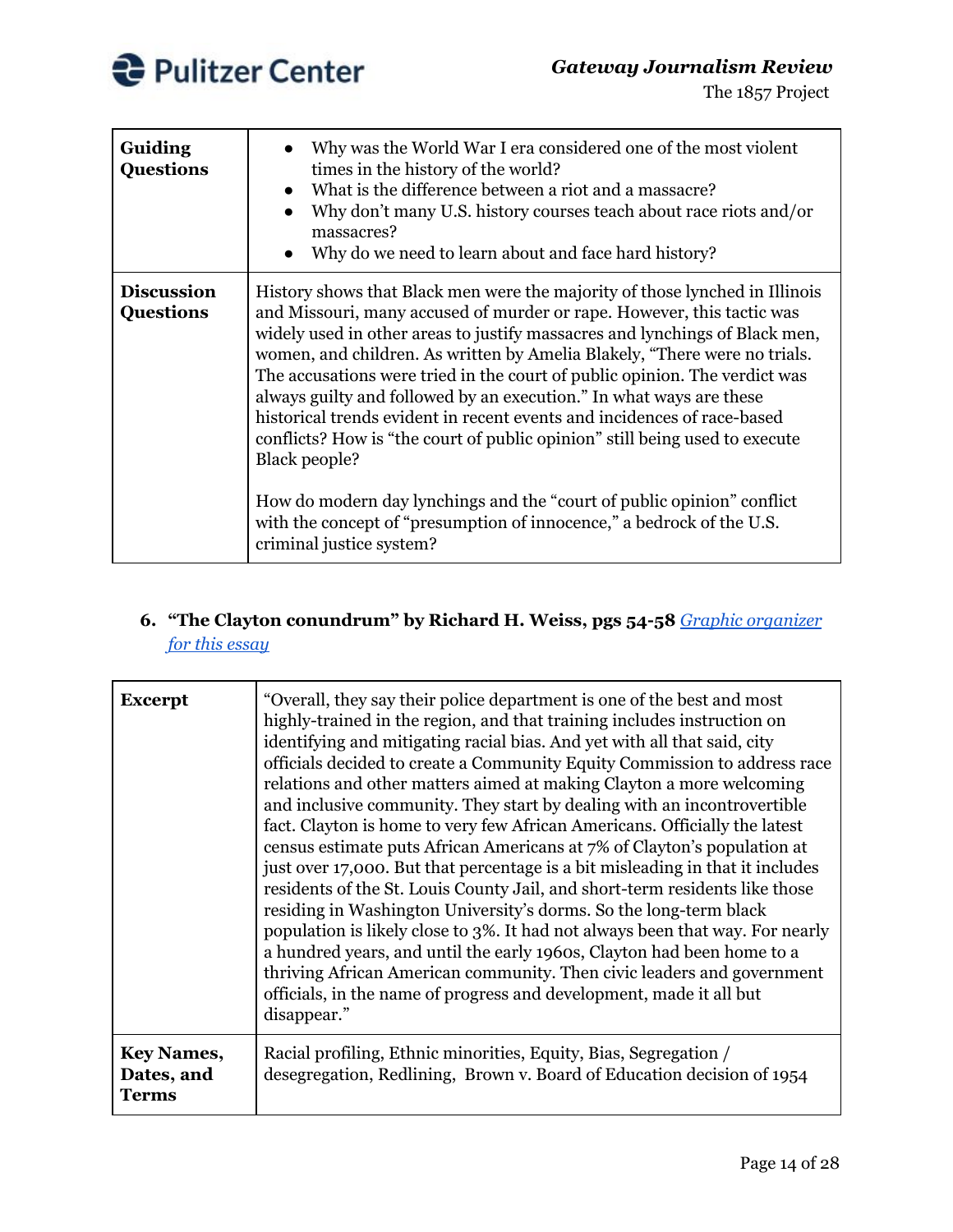| Guiding Questions | <ul><li>Why was the World War I era considered one of the most violent times in the history of the world?</li><li>What is the difference between a riot and a massacre?</li><li>Why don't many U.S. history courses teach about race riots and/or massacres?</li><li>Why do we need to learn about and face hard history?</li></ul> |
|---|---|
| **Discussion Questions** | History shows that Black men were the majority of those lynched in Illinois and Missouri, many accused of murder or rape. However, this tactic was widely used in other areas to justify massacres and lynchings of Black men, women, and children. As written by Amelia Blakely, "There were no trials. The accusations were tried in the court of public opinion. The verdict was always guilty and followed by an execution." In what ways are these historical trends evident in recent events and incidences of race-based conflicts? How is "the court of public opinion" still being used to execute Black people?<br><br>How do modern day lynchings and the "court of public opinion" conflict with the concept of "presumption of innocence," a bedrock of the U.S. criminal justice system? |

6. **"The Clayton conundrum" by Richard H. Weiss, pgs 54-58** *[Graphic organizer for this essay]*

| Excerpt | "Overall, they say their police department is one of the best and most highly-trained in the region, and that training includes instruction on identifying and mitigating racial bias. And yet with all that said, city officials decided to create a Community Equity Commission to address race relations and other matters aimed at making Clayton a more welcoming and inclusive community. They start by dealing with an incontrovertible fact. Clayton is home to very few African Americans. Officially the latest census estimate puts African Americans at 7% of Clayton's population at just over 17,000. But that percentage is a bit misleading in that it includes residents of the St. Louis County Jail, and short-term residents like those residing in Washington University's dorms. So the long-term black population is likely close to 3%. It had not always been that way. For nearly a hundred years, and until the early 1960s, Clayton had been home to a thriving African American community. Then civic leaders and government officials, in the name of progress and development, made it all but disappear." |
|---|---|
| **Key Names, Dates, and Terms** | Racial profiling, Ethnic minorities, Equity, Bias, Segregation / desegregation, Redlining, Brown v. Board of Education decision of 1954 |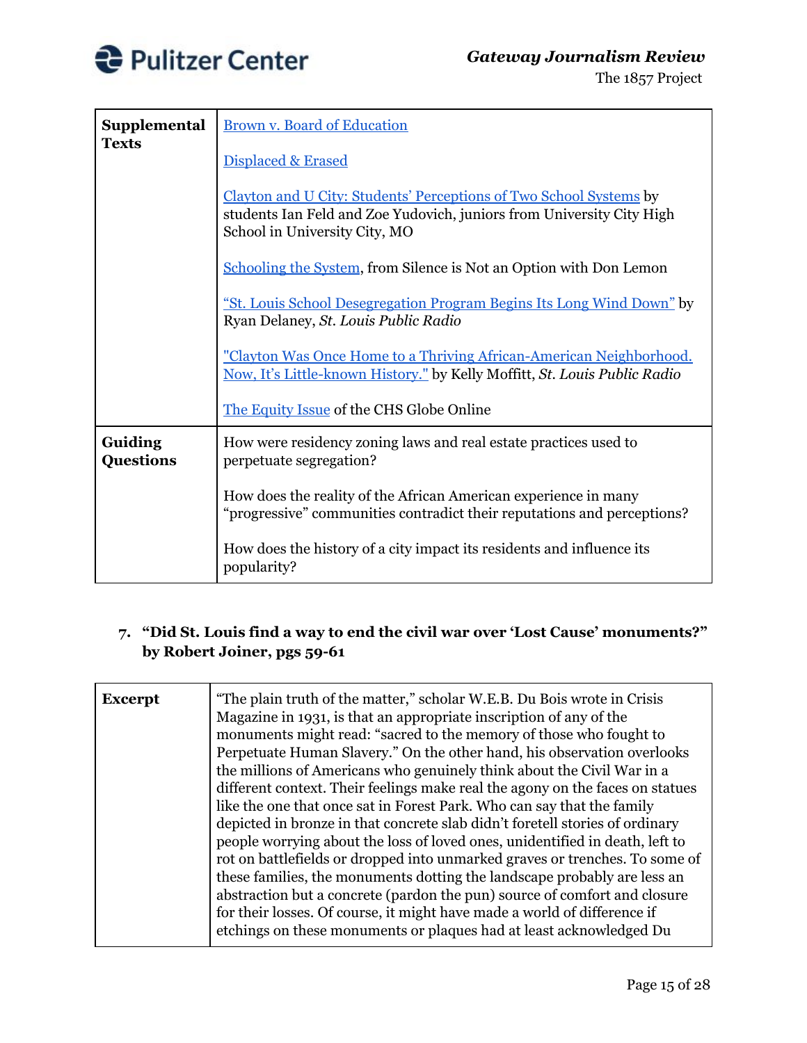| | |
|---|---|
| **Supplemental Texts** | Brown v. Board of Education<br><br>Displaced & Erased<br><br>Clayton and U City: Students' Perceptions of Two School Systems by students Ian Feld and Zoe Yudovich, juniors from University City High School in University City, MO<br><br>Schooling the System, from Silence is Not an Option with Don Lemon<br><br>"St. Louis School Desegregation Program Begins Its Long Wind Down" by Ryan Delaney, *St. Louis Public Radio*<br><br>"Clayton Was Once Home to a Thriving African-American Neighborhood. Now, It's Little-known History." by Kelly Moffitt, *St. Louis Public Radio*<br><br>The Equity Issue of the CHS Globe Online |
| **Guiding Questions** | How were residency zoning laws and real estate practices used to perpetuate segregation?<br><br>How does the reality of the African American experience in many "progressive" communities contradict their reputations and perceptions?<br><br>How does the history of a city impact its residents and influence its popularity? |

**7. "Did St. Louis find a way to end the civil war over 'Lost Cause' monuments?" by Robert Joiner, pgs 59-61**

| | |
|---|---|
| **Excerpt** | "The plain truth of the matter," scholar W.E.B. Du Bois wrote in Crisis Magazine in 1931, is that an appropriate inscription of any of the monuments might read: "sacred to the memory of those who fought to Perpetuate Human Slavery." On the other hand, his observation overlooks the millions of Americans who genuinely think about the Civil War in a different context. Their feelings make real the agony on the faces on statues like the one that once sat in Forest Park. Who can say that the family depicted in bronze in that concrete slab didn't foretell stories of ordinary people worrying about the loss of loved ones, unidentified in death, left to rot on battlefields or dropped into unmarked graves or trenches. To some of these families, the monuments dotting the landscape probably are less an abstraction but a concrete (pardon the pun) source of comfort and closure for their losses. Of course, it might have made a world of difference if etchings on these monuments or plaques had at least acknowledged Du |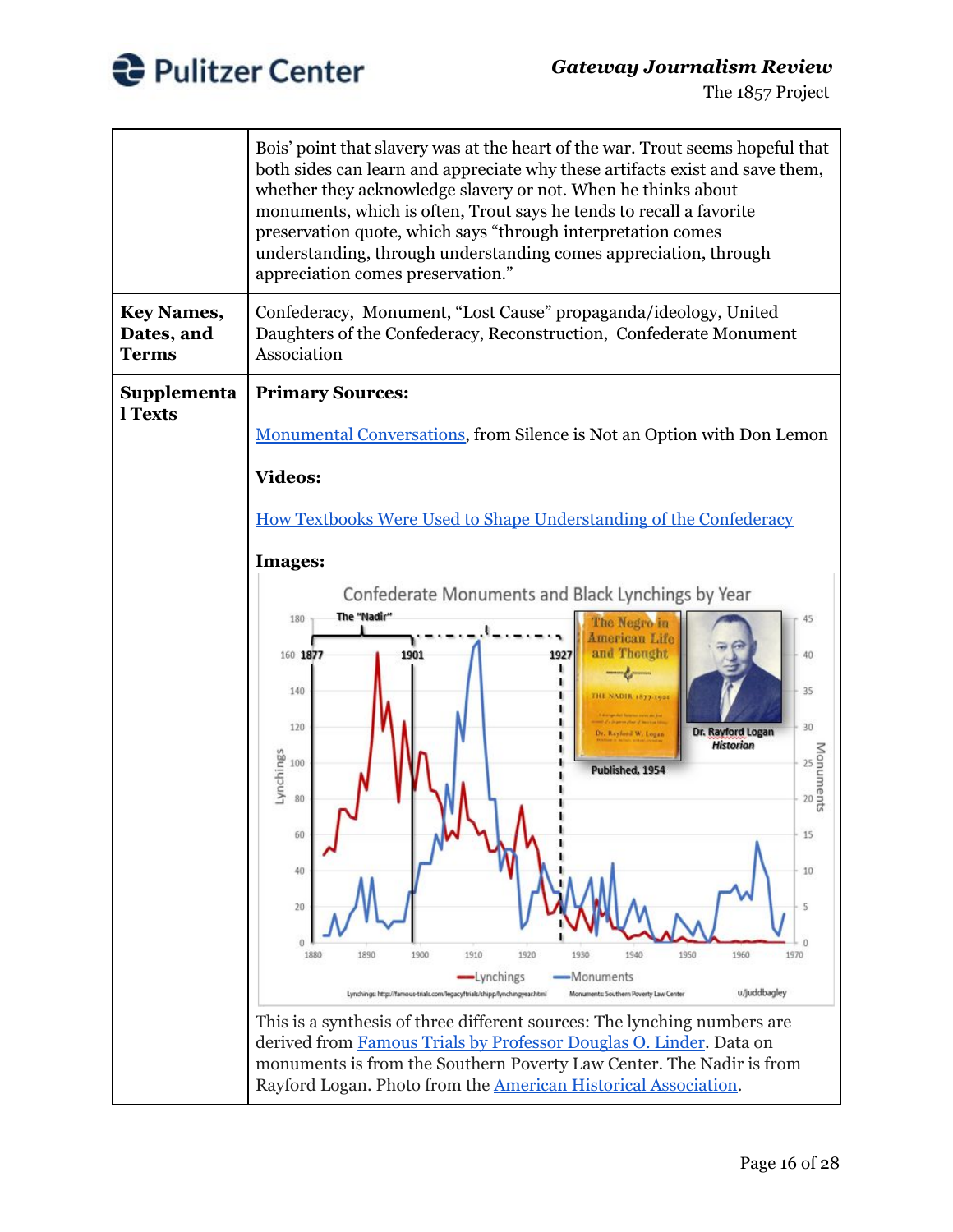| | |
|---|---|
| | Bois' point that slavery was at the heart of the war. Trout seems hopeful that both sides can learn and appreciate why these artifacts exist and save them, whether they acknowledge slavery or not. When he thinks about monuments, which is often, Trout says he tends to recall a favorite preservation quote, which says "through interpretation comes understanding, through understanding comes appreciation, through appreciation comes preservation." |
| **Key Names, Dates, and Terms** | Confederacy, Monument, "Lost Cause" propaganda/ideology, United Daughters of the Confederacy, Reconstruction, Confederate Monument Association |
| **Supplemental Texts** | **Primary Sources:** [Monumental Conversations](), from Silence is Not an Option with Don Lemon<br><br>**Videos:**<br><br>[How Textbooks Were Used to Shape Understanding of the Confederacy]()<br><br>**Images:**<br><br>This is a synthesis of three different sources: The lynching numbers are derived from [Famous Trials by Professor Douglas O. Linder](). Data on monuments is from the Southern Poverty Law Center. The Nadir is from Rayford Logan. Photo from the [American Historical Association](). |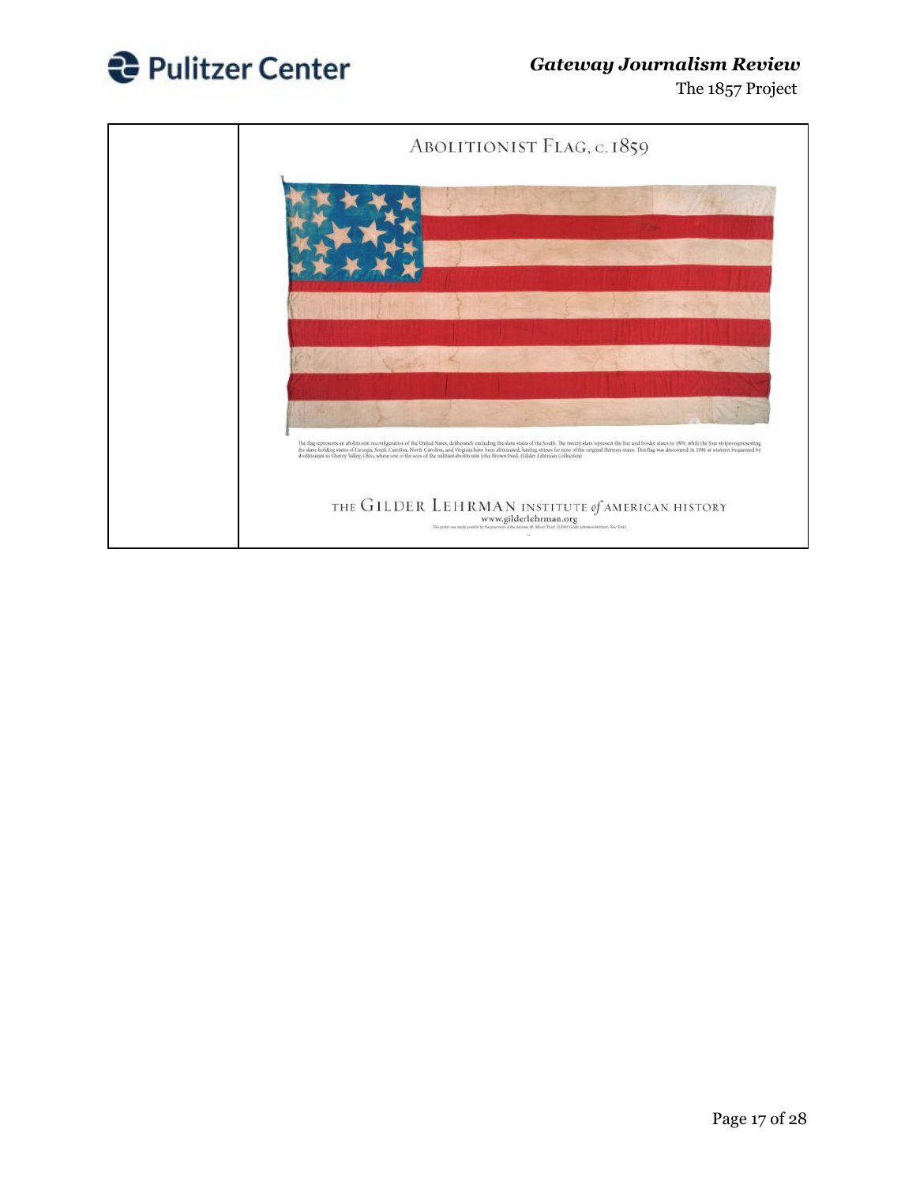| | ABOLITIONIST FLAG, C. 1859<br><br>The flag represents an abolitionist reconfiguration of the United States, deliberately excluding the slave states of the South. The twenty stars represent the free and border states in 1859, while the four stripes representing the slave-holding states of Georgia, South Carolina, North Carolina, and Virginia have been eliminated, leaving stripes for nine of the original thirteen states. This flag was discovered in 1996 at a tavern frequented by abolitionists in Cherry Valley, Ohio, where one of the sons of the militant abolitionist John Brown lived. (Gilder Lehrman Collection)<br><br>THE GILDER LEHRMAN INSTITUTE of AMERICAN HISTORY<br>www.gilderlehrman.org |
|---|---|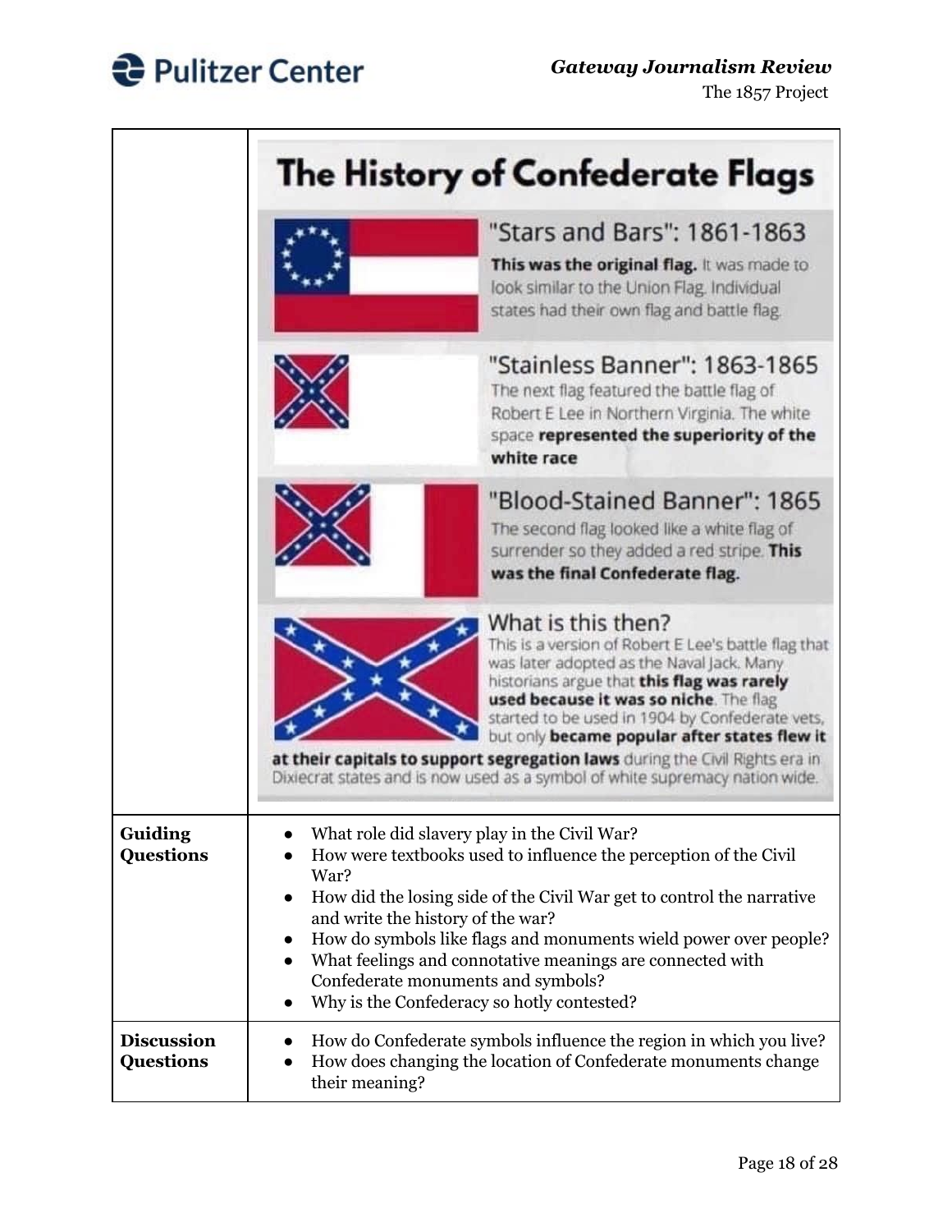| | |
|---|---|
| | **The History of Confederate Flags**<br><br>**"Stars and Bars": 1861-1863**<br>**This was the original flag.** It was made to look similar to the Union Flag. Individual states had their own flag and battle flag.<br><br>**"Stainless Banner": 1863-1865**<br>The next flag featured the battle flag of Robert E Lee in Northern Virginia. The white space **represented the superiority of the white race**<br><br>**"Blood-Stained Banner": 1865**<br>The second flag looked like a white flag of surrender so they added a red stripe. **This was the final Confederate flag.**<br><br>**What is this then?**<br>This is a version of Robert E Lee's battle flag that was later adopted as the Naval Jack. Many historians argue that **this flag was rarely used because it was so niche**. The flag started to be used in 1904 by Confederate vets, but only **became popular after states flew it at their capitals to support segregation laws** during the Civil Rights era in Dixiecrat states and is now used as a symbol of white supremacy nation wide. |
| **Guiding Questions** | • What role did slavery play in the Civil War?<br>• How were textbooks used to influence the perception of the Civil War?<br>• How did the losing side of the Civil War get to control the narrative and write the history of the war?<br>• How do symbols like flags and monuments wield power over people?<br>• What feelings and connotative meanings are connected with Confederate monuments and symbols?<br>• Why is the Confederacy so hotly contested? |
| **Discussion Questions** | • How do Confederate symbols influence the region in which you live?<br>• How does changing the location of Confederate monuments change their meaning? |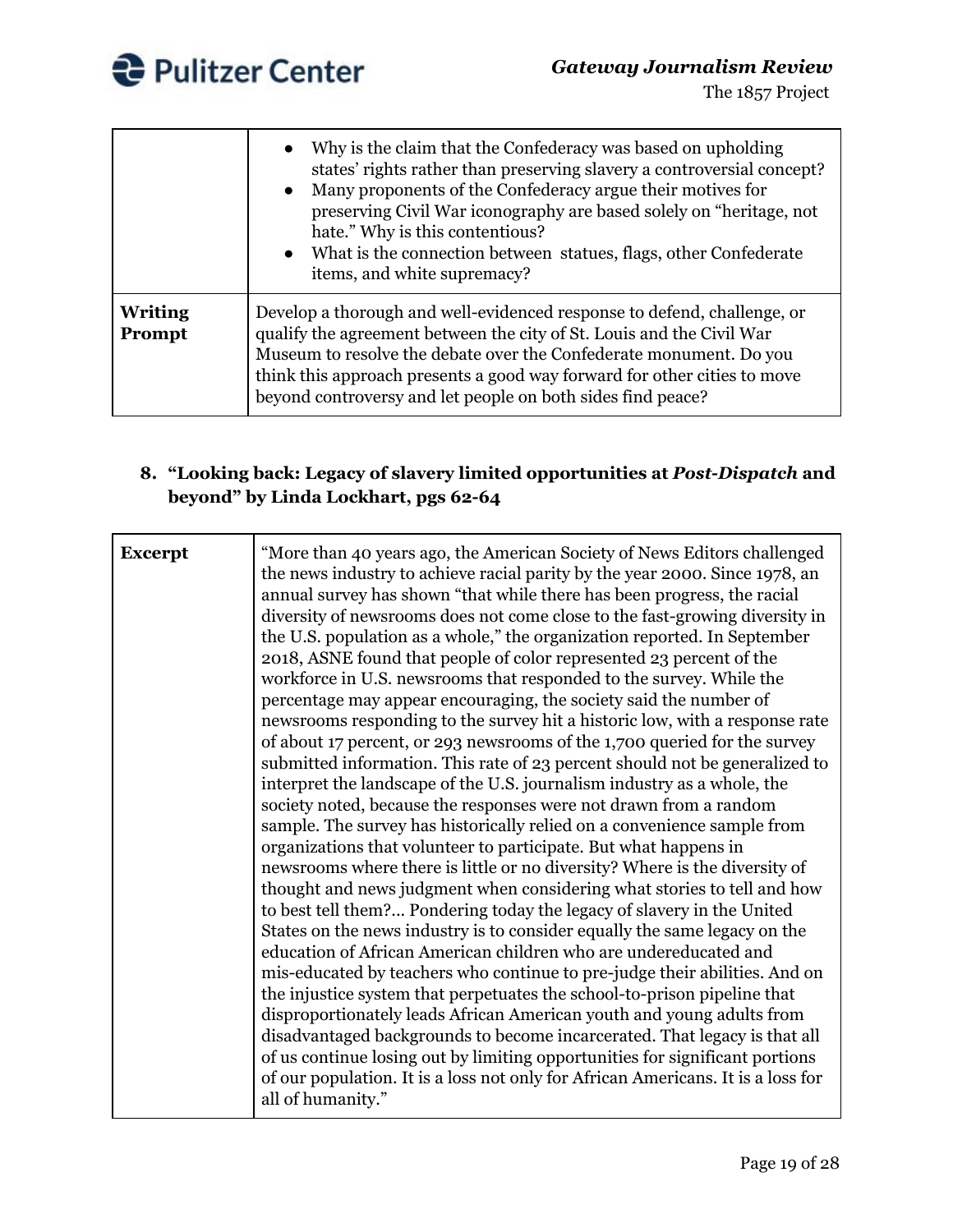| | |
|---|---|
| | • Why is the claim that the Confederacy was based on upholding states' rights rather than preserving slavery a controversial concept?<br>• Many proponents of the Confederacy argue their motives for preserving Civil War iconography are based solely on "heritage, not hate." Why is this contentious?<br>• What is the connection between statues, flags, other Confederate items, and white supremacy? |
| **Writing Prompt** | Develop a thorough and well-evidenced response to defend, challenge, or qualify the agreement between the city of St. Louis and the Civil War Museum to resolve the debate over the Confederate monument. Do you think this approach presents a good way forward for other cities to move beyond controversy and let people on both sides find peace? |

### 8. "Looking back: Legacy of slavery limited opportunities at *Post-Dispatch* and beyond" by Linda Lockhart, pgs 62-64

| | |
|---|---|
| **Excerpt** | "More than 40 years ago, the American Society of News Editors challenged the news industry to achieve racial parity by the year 2000. Since 1978, an annual survey has shown "that while there has been progress, the racial diversity of newsrooms does not come close to the fast-growing diversity in the U.S. population as a whole," the organization reported. In September 2018, ASNE found that people of color represented 23 percent of the workforce in U.S. newsrooms that responded to the survey. While the percentage may appear encouraging, the society said the number of newsrooms responding to the survey hit a historic low, with a response rate of about 17 percent, or 293 newsrooms of the 1,700 queried for the survey submitted information. This rate of 23 percent should not be generalized to interpret the landscape of the U.S. journalism industry as a whole, the society noted, because the responses were not drawn from a random sample. The survey has historically relied on a convenience sample from organizations that volunteer to participate. But what happens in newsrooms where there is little or no diversity? Where is the diversity of thought and news judgment when considering what stories to tell and how to best tell them?... Pondering today the legacy of slavery in the United States on the news industry is to consider equally the same legacy on the education of African American children who are undereducated and mis-educated by teachers who continue to pre-judge their abilities. And on the injustice system that perpetuates the school-to-prison pipeline that disproportionately leads African American youth and young adults from disadvantaged backgrounds to become incarcerated. That legacy is that all of us continue losing out by limiting opportunities for significant portions of our population. It is a loss not only for African Americans. It is a loss for all of humanity." |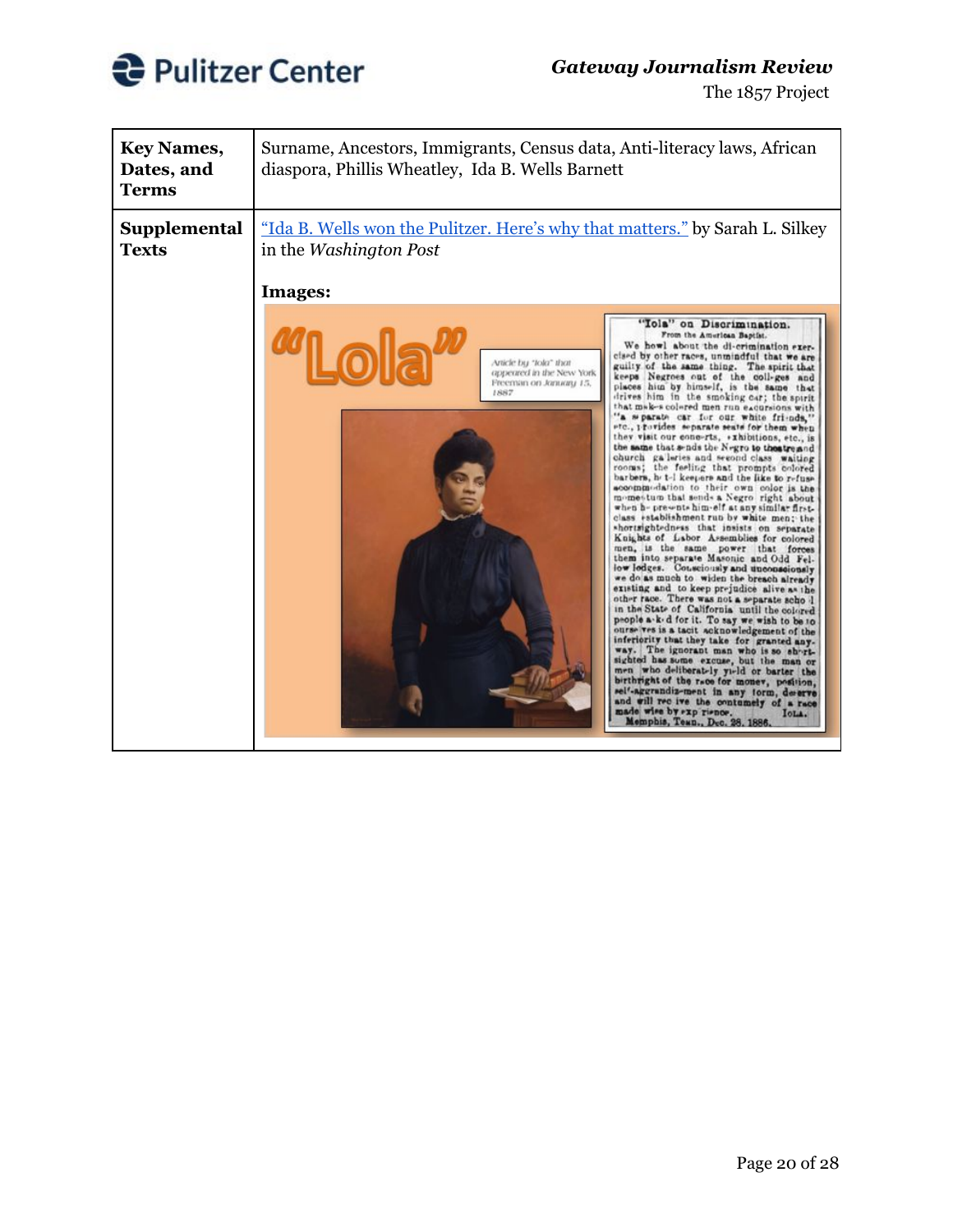| **Key Names, Dates, and Terms** | Surname, Ancestors, Immigrants, Census data, Anti-literacy laws, African diaspora, Phillis Wheatley, Ida B. Wells Barnett |
|---|---|
| **Supplemental Texts** | "Ida B. Wells won the Pulitzer. Here's why that matters." by Sarah L. Silkey in the *Washington Post*<br><br>**Images:** |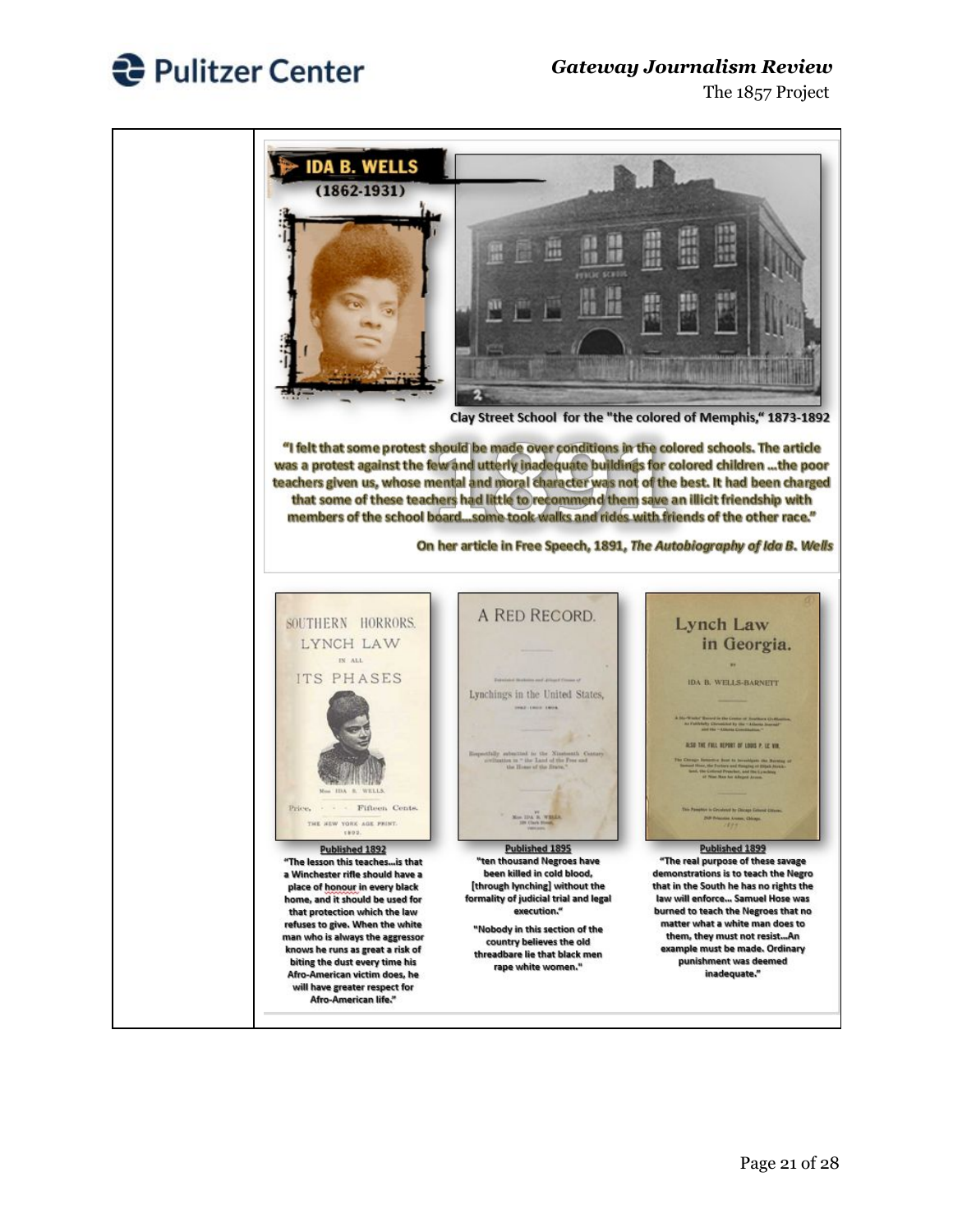## IDA B. WELLS

(1862-1931)

Clay Street School for the "the colored of Memphis," 1873-1892

"I felt that some protest should be made over conditions in the colored schools. The article was a protest against the few and utterly inadequate buildings for colored children ...the poor teachers given us, whose mental and moral character was not of the best. It had been charged that some of these teachers had little to recommend them save an illicit friendship with members of the school board...some took walks and rides with friends of the other race."

On her article in Free Speech, 1891, *The Autobiography of Ida B. Wells*

SOUTHERN HORRORS. LYNCH LAW IN ALL ITS PHASES

Miss IDA B. WELLS.

Price, Fifteen Cents.

THE NEW YORK AGE PRINT. 1892.

**Published 1892**

"The lesson this teaches...is that a Winchester rifle should have a place of honour in every black home, and it should be used for that protection which the law refuses to give. When the white man who is always the aggressor knows he runs as great a risk of biting the dust every time his Afro-American victim does, he will have greater respect for Afro-American life."

A RED RECORD.

Lynchings in the United States,

**Published 1895**

"ten thousand Negroes have been killed in cold blood, [through lynching] without the formality of judicial trial and legal execution."

"Nobody in this section of the country believes the old threadbare lie that black men rape white women."

Lynch Law in Georgia.

BY IDA B. WELLS-BARNETT

ALSO THE FULL REPORT OF LOUIS P. LE VIN.

**Published 1899**

"The real purpose of these savage demonstrations is to teach the Negro that in the South he has no rights the law will enforce... Samuel Hose was burned to teach the Negroes that no matter what a white man does to them, they must not resist...An example must be made. Ordinary punishment was deemed inadequate."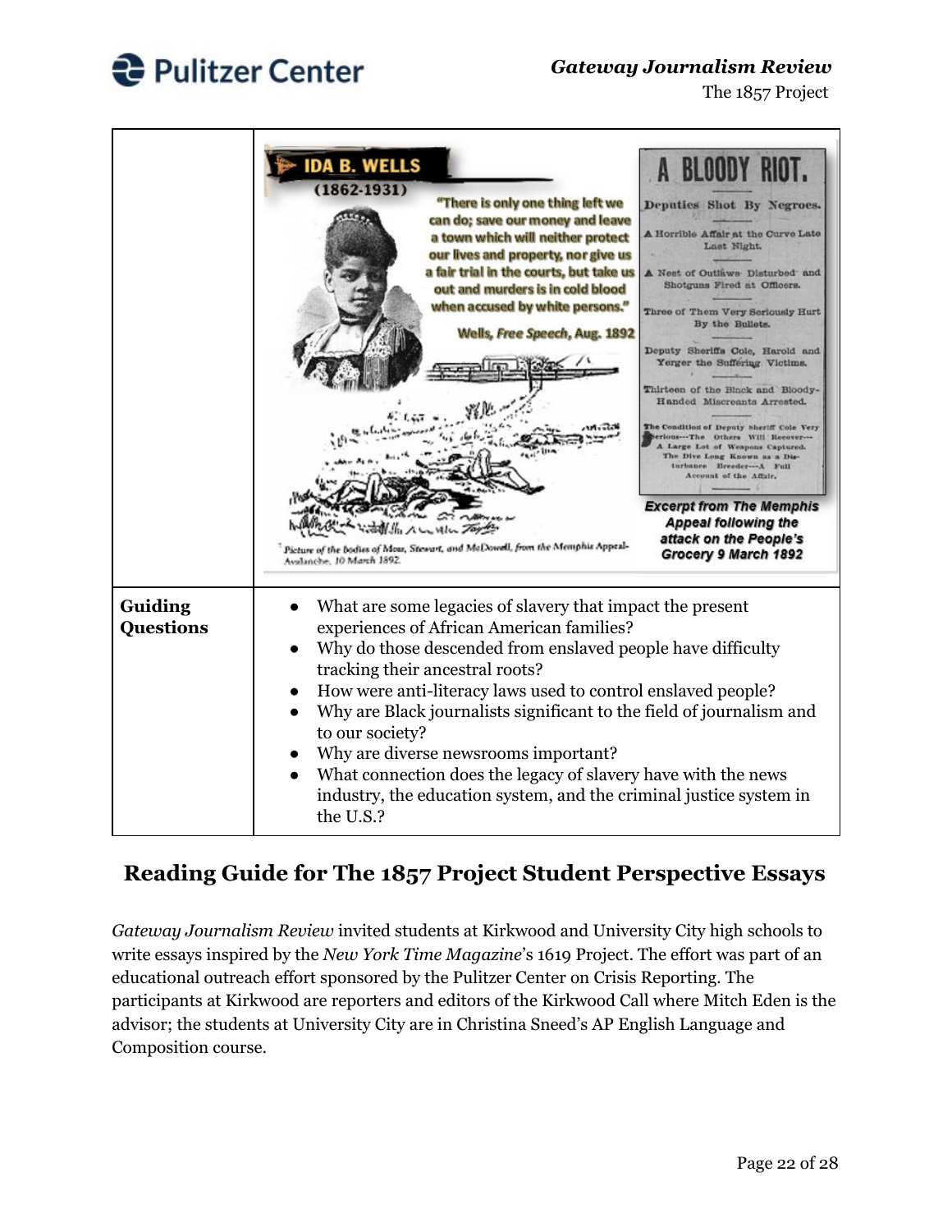| | IDA B. WELLS (1862-1931) "There is only one thing left we can do; save our money and leave a town which will neither protect our lives and property, nor give us a fair trial in the courts, but take us out and murders is in cold blood when accused by white persons." Wells, *Free Speech*, Aug. 1892<br><br>Picture of the bodies of Moss, Stewart, and McDowell, from the Memphis Appeal-Avalanche, 10 March 1892.<br><br>A BLOODY RIOT. Deputies Shot By Negroes. A Horrible Affair at the Curve Late Last Night. A Nest of Outlaws Disturbed and Shotguns Fired at Officers. Three of Them Very Seriously Hurt By the Bullets. Deputy Sheriffs Cole, Harold and Yerger the Suffering Victims. Thirteen of the Black and Bloody-Handed Miscreants Arrested. The Condition of Deputy Sheriff Cole Very Serious—The Others Will Recover—A Large Lot of Weapons Captured. The Dive Long Known as a Disturbance Breeder—A Full Account of the Affair.<br><br>*Excerpt from The Memphis Appeal following the attack on the People's Grocery 9 March 1892* |
|---|---|
| **Guiding Questions** | • What are some legacies of slavery that impact the present experiences of African American families?<br>• Why do those descended from enslaved people have difficulty tracking their ancestral roots?<br>• How were anti-literacy laws used to control enslaved people?<br>• Why are Black journalists significant to the field of journalism and to our society?<br>• Why are diverse newsrooms important?<br>• What connection does the legacy of slavery have with the news industry, the education system, and the criminal justice system in the U.S.? |

## Reading Guide for The 1857 Project Student Perspective Essays

*Gateway Journalism Review* invited students at Kirkwood and University City high schools to write essays inspired by the *New York Time Magazine*'s 1619 Project. The effort was part of an educational outreach effort sponsored by the Pulitzer Center on Crisis Reporting. The participants at Kirkwood are reporters and editors of the Kirkwood Call where Mitch Eden is the advisor; the students at University City are in Christina Sneed's AP English Language and Composition course.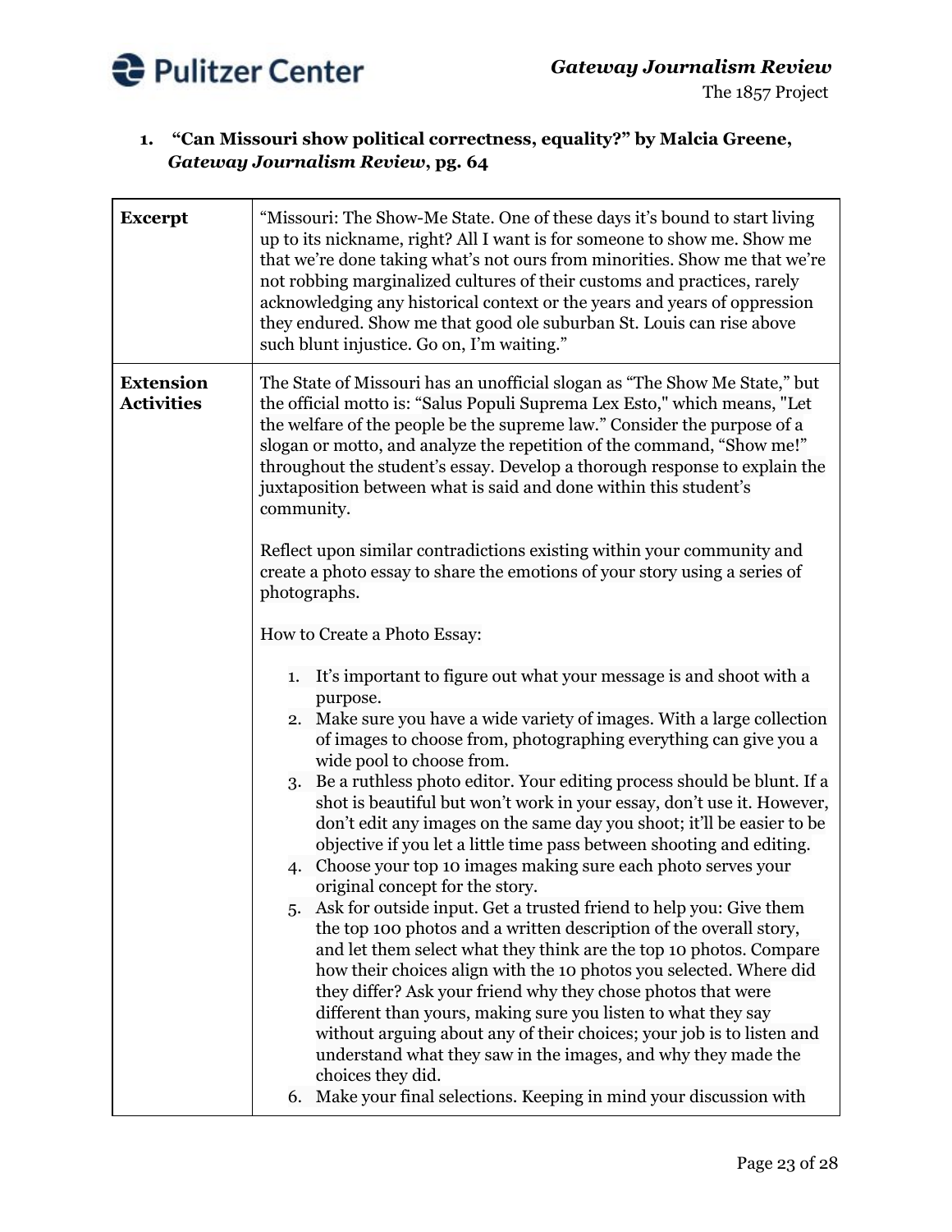1. **"Can Missouri show political correctness, equality?" by Malcia Greene, *Gateway Journalism Review*, pg. 64**

| | |
|---|---|
| **Excerpt** | "Missouri: The Show-Me State. One of these days it's bound to start living up to its nickname, right? All I want is for someone to show me. Show me that we're done taking what's not ours from minorities. Show me that we're not robbing marginalized cultures of their customs and practices, rarely acknowledging any historical context or the years and years of oppression they endured. Show me that good ole suburban St. Louis can rise above such blunt injustice. Go on, I'm waiting." |
| **Extension Activities** | The State of Missouri has an unofficial slogan as "The Show Me State," but the official motto is: "Salus Populi Suprema Lex Esto," which means, "Let the welfare of the people be the supreme law." Consider the purpose of a slogan or motto, and analyze the repetition of the command, "Show me!" throughout the student's essay. Develop a thorough response to explain the juxtaposition between what is said and done within this student's community.<br><br>Reflect upon similar contradictions existing within your community and create a photo essay to share the emotions of your story using a series of photographs.<br><br>How to Create a Photo Essay:<br><br>1. It's important to figure out what your message is and shoot with a purpose.<br>2. Make sure you have a wide variety of images. With a large collection of images to choose from, photographing everything can give you a wide pool to choose from.<br>3. Be a ruthless photo editor. Your editing process should be blunt. If a shot is beautiful but won't work in your essay, don't use it. However, don't edit any images on the same day you shoot; it'll be easier to be objective if you let a little time pass between shooting and editing.<br>4. Choose your top 10 images making sure each photo serves your original concept for the story.<br>5. Ask for outside input. Get a trusted friend to help you: Give them the top 100 photos and a written description of the overall story, and let them select what they think are the top 10 photos. Compare how their choices align with the 10 photos you selected. Where did they differ? Ask your friend why they chose photos that were different than yours, making sure you listen to what they say without arguing about any of their choices; your job is to listen and understand what they saw in the images, and why they made the choices they did.<br>6. Make your final selections. Keeping in mind your discussion with |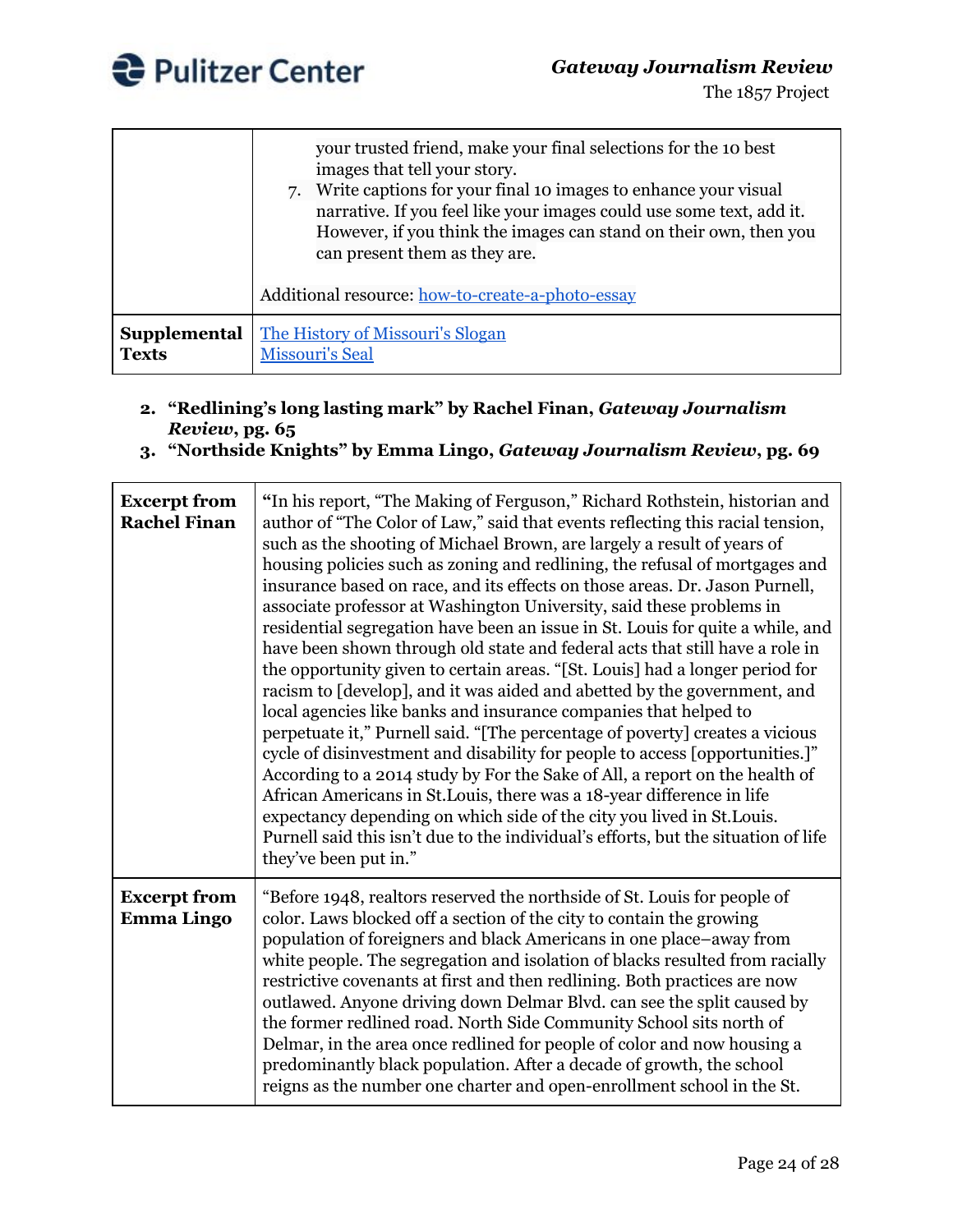| | |
|---|---|
| | your trusted friend, make your final selections for the 10 best images that tell your story.<br>7. Write captions for your final 10 images to enhance your visual narrative. If you feel like your images could use some text, add it. However, if you think the images can stand on their own, then you can present them as they are.<br><br>Additional resource: how-to-create-a-photo-essay |
| **Supplemental Texts** | The History of Missouri's Slogan<br>Missouri's Seal |

2. **"Redlining's long lasting mark" by Rachel Finan, *Gateway Journalism Review*, pg. 65**
3. **"Northside Knights" by Emma Lingo, *Gateway Journalism Review*, pg. 69**

| | |
|---|---|
| **Excerpt from Rachel Finan** | **"**In his report, "The Making of Ferguson," Richard Rothstein, historian and author of "The Color of Law," said that events reflecting this racial tension, such as the shooting of Michael Brown, are largely a result of years of housing policies such as zoning and redlining, the refusal of mortgages and insurance based on race, and its effects on those areas. Dr. Jason Purnell, associate professor at Washington University, said these problems in residential segregation have been an issue in St. Louis for quite a while, and have been shown through old state and federal acts that still have a role in the opportunity given to certain areas. "[St. Louis] had a longer period for racism to [develop], and it was aided and abetted by the government, and local agencies like banks and insurance companies that helped to perpetuate it," Purnell said. "[The percentage of poverty] creates a vicious cycle of disinvestment and disability for people to access [opportunities.]" According to a 2014 study by For the Sake of All, a report on the health of African Americans in St.Louis, there was a 18-year difference in life expectancy depending on which side of the city you lived in St.Louis. Purnell said this isn't due to the individual's efforts, but the situation of life they've been put in." |
| **Excerpt from Emma Lingo** | "Before 1948, realtors reserved the northside of St. Louis for people of color. Laws blocked off a section of the city to contain the growing population of foreigners and black Americans in one place–away from white people. The segregation and isolation of blacks resulted from racially restrictive covenants at first and then redlining. Both practices are now outlawed. Anyone driving down Delmar Blvd. can see the split caused by the former redlined road. North Side Community School sits north of Delmar, in the area once redlined for people of color and now housing a predominantly black population. After a decade of growth, the school reigns as the number one charter and open-enrollment school in the St. |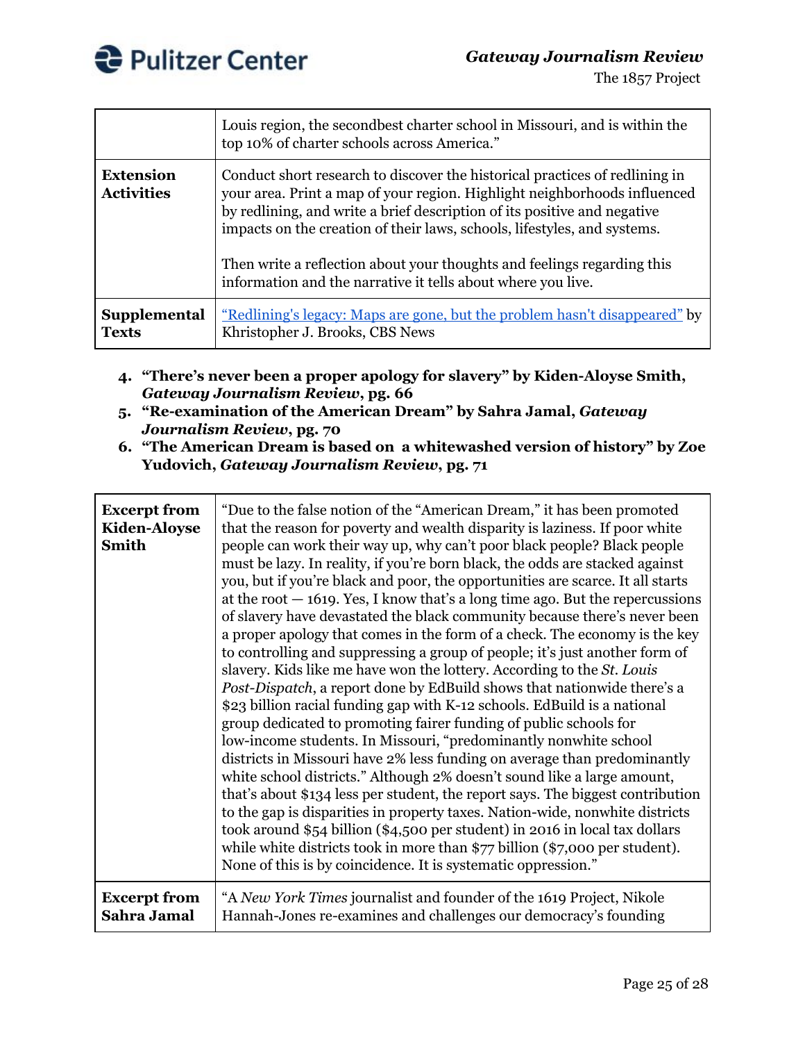| | |
|---|---|
| | Louis region, the secondbest charter school in Missouri, and is within the top 10% of charter schools across America." |
| **Extension Activities** | Conduct short research to discover the historical practices of redlining in your area. Print a map of your region. Highlight neighborhoods influenced by redlining, and write a brief description of its positive and negative impacts on the creation of their laws, schools, lifestyles, and systems.<br><br>Then write a reflection about your thoughts and feelings regarding this information and the narrative it tells about where you live. |
| **Supplemental Texts** | "Redlining's legacy: Maps are gone, but the problem hasn't disappeared" by Khristopher J. Brooks, CBS News |

4. **"There's never been a proper apology for slavery" by Kiden-Aloyse Smith, *Gateway Journalism Review*, pg. 66**
5. **"Re-examination of the American Dream" by Sahra Jamal, *Gateway Journalism Review*, pg. 70**
6. **"The American Dream is based on a whitewashed version of history" by Zoe Yudovich, *Gateway Journalism Review*, pg. 71**

| | |
|---|---|
| **Excerpt from Kiden-Aloyse Smith** | "Due to the false notion of the "American Dream," it has been promoted that the reason for poverty and wealth disparity is laziness. If poor white people can work their way up, why can't poor black people? Black people must be lazy. In reality, if you're born black, the odds are stacked against you, but if you're black and poor, the opportunities are scarce. It all starts at the root — 1619. Yes, I know that's a long time ago. But the repercussions of slavery have devastated the black community because there's never been a proper apology that comes in the form of a check. The economy is the key to controlling and suppressing a group of people; it's just another form of slavery. Kids like me have won the lottery. According to the *St. Louis Post-Dispatch*, a report done by EdBuild shows that nationwide there's a $23 billion racial funding gap with K-12 schools. EdBuild is a national group dedicated to promoting fairer funding of public schools for low-income students. In Missouri, "predominantly nonwhite school districts in Missouri have 2% less funding on average than predominantly white school districts." Although 2% doesn't sound like a large amount, that's about $134 less per student, the report says. The biggest contribution to the gap is disparities in property taxes. Nation-wide, nonwhite districts took around $54 billion ($4,500 per student) in 2016 in local tax dollars while white districts took in more than $77 billion ($7,000 per student). None of this is by coincidence. It is systematic oppression." |
| **Excerpt from Sahra Jamal** | "A *New York Times* journalist and founder of the 1619 Project, Nikole Hannah-Jones re-examines and challenges our democracy's founding |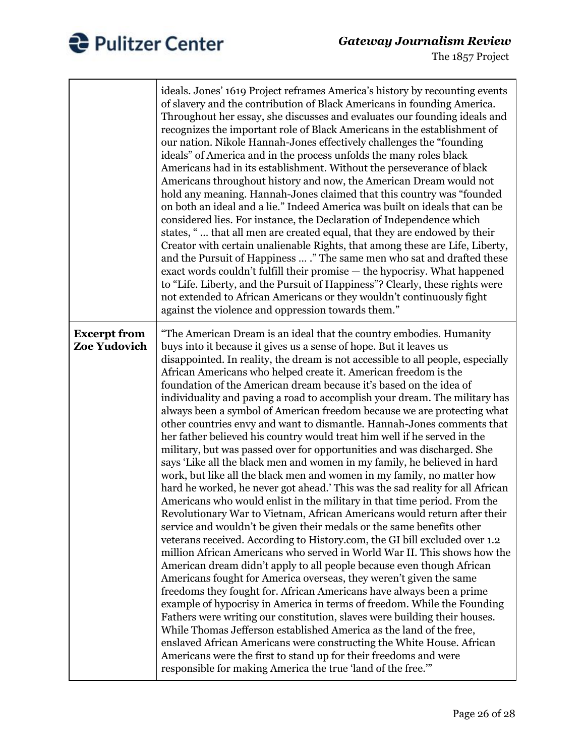| | |
|---|---|
| | ideals. Jones' 1619 Project reframes America's history by recounting events of slavery and the contribution of Black Americans in founding America. Throughout her essay, she discusses and evaluates our founding ideals and recognizes the important role of Black Americans in the establishment of our nation. Nikole Hannah-Jones effectively challenges the "founding ideals" of America and in the process unfolds the many roles black Americans had in its establishment. Without the perseverance of black Americans throughout history and now, the American Dream would not hold any meaning. Hannah-Jones claimed that this country was "founded on both an ideal and a lie." Indeed America was built on ideals that can be considered lies. For instance, the Declaration of Independence which states, " … that all men are created equal, that they are endowed by their Creator with certain unalienable Rights, that among these are Life, Liberty, and the Pursuit of Happiness … ." The same men who sat and drafted these exact words couldn't fulfill their promise — the hypocrisy. What happened to "Life. Liberty, and the Pursuit of Happiness"? Clearly, these rights were not extended to African Americans or they wouldn't continuously fight against the violence and oppression towards them." |
| **Excerpt from Zoe Yudovich** | "The American Dream is an ideal that the country embodies. Humanity buys into it because it gives us a sense of hope. But it leaves us disappointed. In reality, the dream is not accessible to all people, especially African Americans who helped create it. American freedom is the foundation of the American dream because it's based on the idea of individuality and paving a road to accomplish your dream. The military has always been a symbol of American freedom because we are protecting what other countries envy and want to dismantle. Hannah-Jones comments that her father believed his country would treat him well if he served in the military, but was passed over for opportunities and was discharged. She says 'Like all the black men and women in my family, he believed in hard work, but like all the black men and women in my family, no matter how hard he worked, he never got ahead.' This was the sad reality for all African Americans who would enlist in the military in that time period. From the Revolutionary War to Vietnam, African Americans would return after their service and wouldn't be given their medals or the same benefits other veterans received. According to History.com, the GI bill excluded over 1.2 million African Americans who served in World War II. This shows how the American dream didn't apply to all people because even though African Americans fought for America overseas, they weren't given the same freedoms they fought for. African Americans have always been a prime example of hypocrisy in America in terms of freedom. While the Founding Fathers were writing our constitution, slaves were building their houses. While Thomas Jefferson established America as the land of the free, enslaved African Americans were constructing the White House. African Americans were the first to stand up for their freedoms and were responsible for making America the true 'land of the free.'" |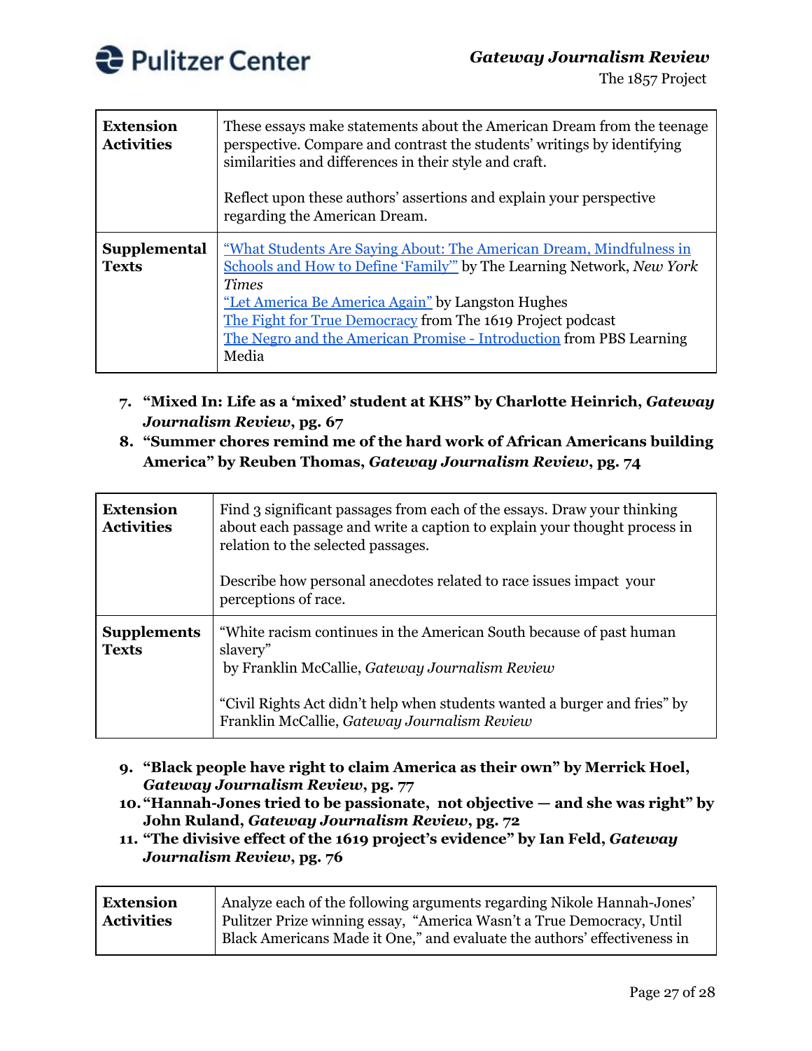| Extension Activities | These essays make statements about the American Dream from the teenage perspective. Compare and contrast the students' writings by identifying similarities and differences in their style and craft.<br><br>Reflect upon these authors' assertions and explain your perspective regarding the American Dream. |
|---|---|
| **Supplemental Texts** | "What Students Are Saying About: The American Dream, Mindfulness in Schools and How to Define 'Family'" by The Learning Network, *New York Times*<br>"Let America Be America Again" by Langston Hughes<br>The Fight for True Democracy from The 1619 Project podcast<br>The Negro and the American Promise - Introduction from PBS Learning Media |

7. **"Mixed In: Life as a 'mixed' student at KHS" by Charlotte Heinrich, *Gateway Journalism Review*, pg. 67**
8. **"Summer chores remind me of the hard work of African Americans building America" by Reuben Thomas, *Gateway Journalism Review*, pg. 74**

| Extension Activities | Find 3 significant passages from each of the essays. Draw your thinking about each passage and write a caption to explain your thought process in relation to the selected passages.<br><br>Describe how personal anecdotes related to race issues impact your perceptions of race. |
|---|---|
| **Supplements Texts** | "White racism continues in the American South because of past human slavery" by Franklin McCallie, *Gateway Journalism Review*<br><br>"Civil Rights Act didn't help when students wanted a burger and fries" by Franklin McCallie, *Gateway Journalism Review* |

9. **"Black people have right to claim America as their own" by Merrick Hoel, *Gateway Journalism Review*, pg. 77**
10. **"Hannah-Jones tried to be passionate, not objective — and she was right" by John Ruland, *Gateway Journalism Review*, pg. 72**
11. **"The divisive effect of the 1619 project's evidence" by Ian Feld, *Gateway Journalism Review*, pg. 76**

| Extension Activities | Analyze each of the following arguments regarding Nikole Hannah-Jones' Pulitzer Prize winning essay, "America Wasn't a True Democracy, Until Black Americans Made it One," and evaluate the authors' effectiveness in |
|---|---|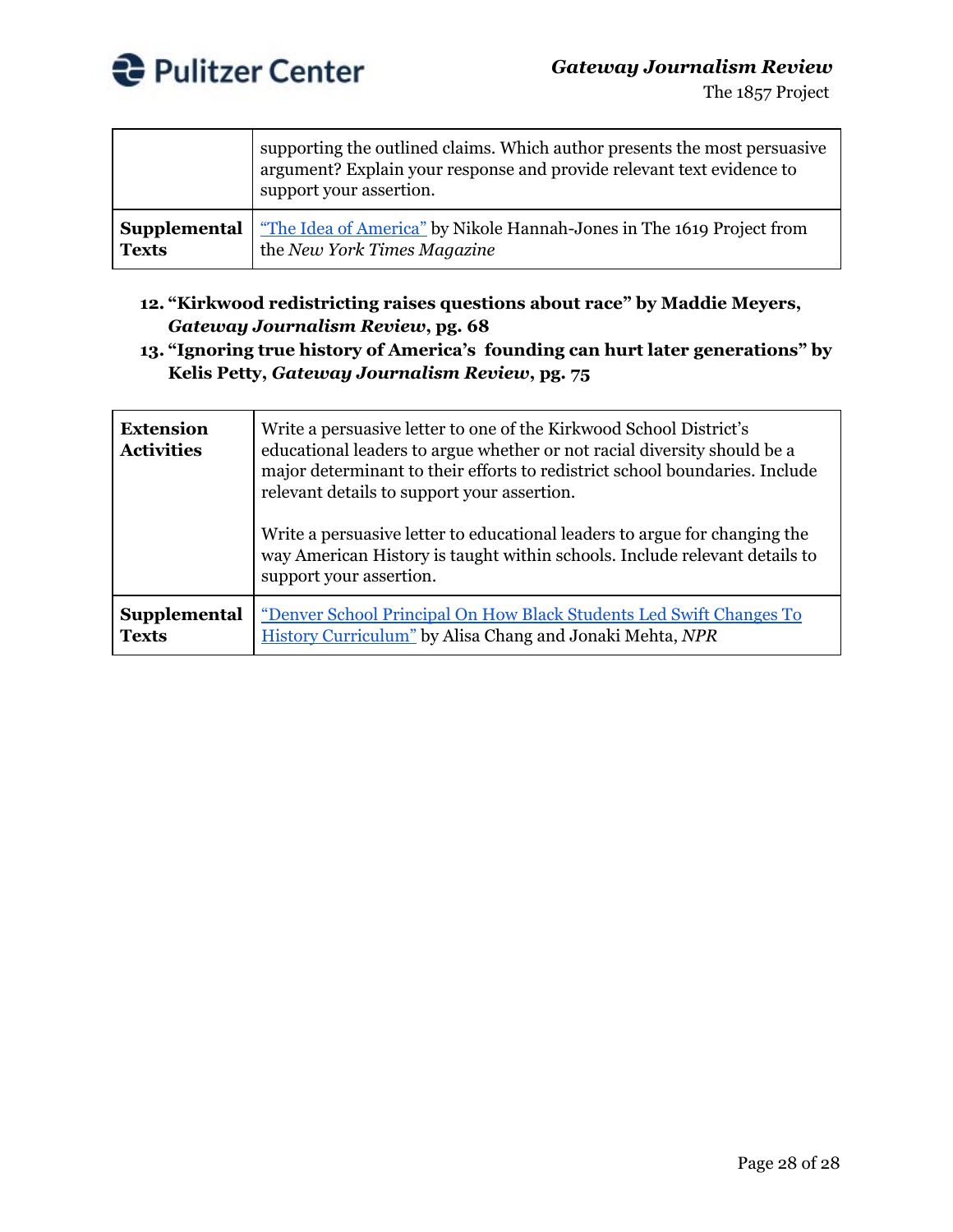| | |
|---|---|
| | supporting the outlined claims. Which author presents the most persuasive argument? Explain your response and provide relevant text evidence to support your assertion. |
| **Supplemental Texts** | "The Idea of America" by Nikole Hannah-Jones in The 1619 Project from the *New York Times Magazine* |

12. **"Kirkwood redistricting raises questions about race" by Maddie Meyers, *Gateway Journalism Review*, pg. 68**
13. **"Ignoring true history of America's founding can hurt later generations" by Kelis Petty, *Gateway Journalism Review*, pg. 75**

| | |
|---|---|
| **Extension Activities** | Write a persuasive letter to one of the Kirkwood School District's educational leaders to argue whether or not racial diversity should be a major determinant to their efforts to redistrict school boundaries. Include relevant details to support your assertion.<br><br>Write a persuasive letter to educational leaders to argue for changing the way American History is taught within schools. Include relevant details to support your assertion. |
| **Supplemental Texts** | "Denver School Principal On How Black Students Led Swift Changes To History Curriculum" by Alisa Chang and Jonaki Mehta, *NPR* |